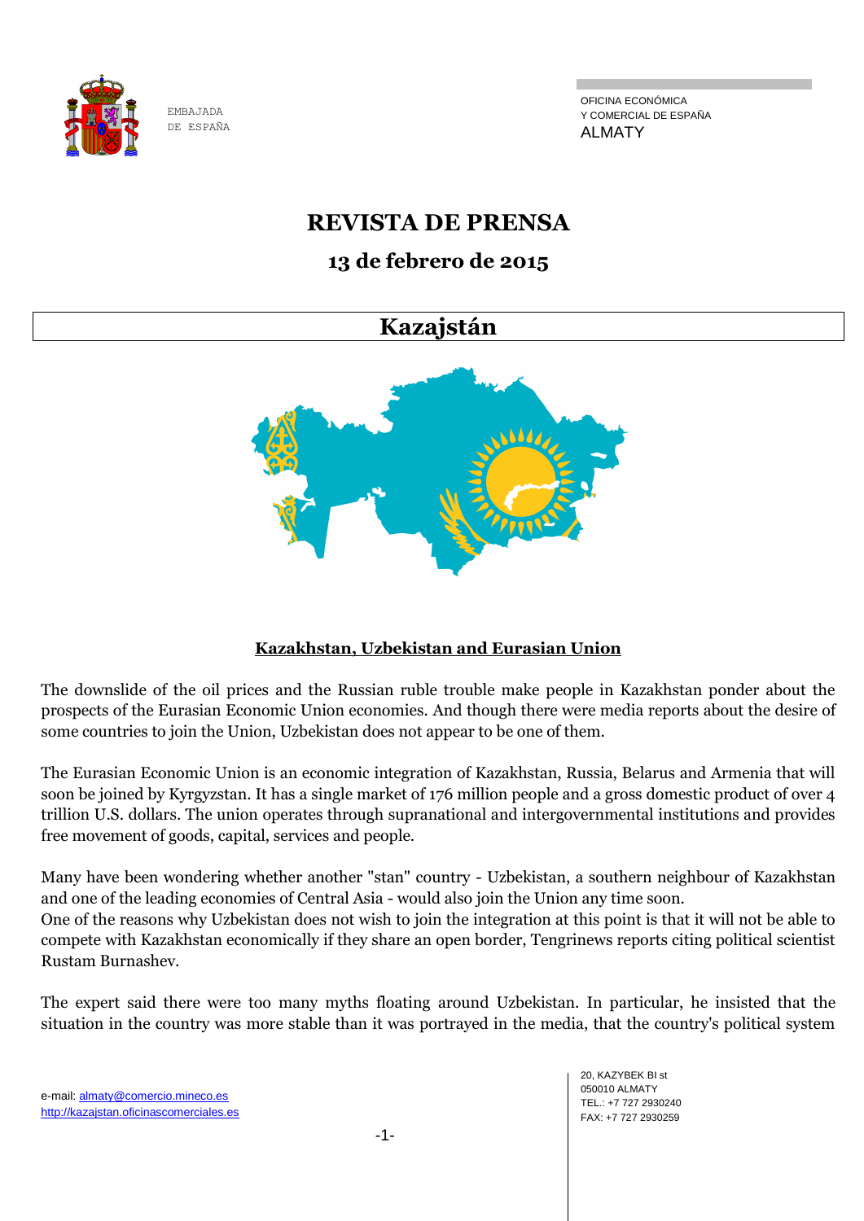EMBAJADA DE ESPAÑA

OFICINA ECONÓMICA Y COMERCIAL DE ESPAÑA
ALMATY

# REVISTA DE PRENSA

## 13 de febrero de 2015

# Kazajstán

### Kazakhstan, Uzbekistan and Eurasian Union

The downslide of the oil prices and the Russian ruble trouble make people in Kazakhstan ponder about the prospects of the Eurasian Economic Union economies. And though there were media reports about the desire of some countries to join the Union, Uzbekistan does not appear to be one of them.

The Eurasian Economic Union is an economic integration of Kazakhstan, Russia, Belarus and Armenia that will soon be joined by Kyrgyzstan. It has a single market of 176 million people and a gross domestic product of over 4 trillion U.S. dollars. The union operates through supranational and intergovernmental institutions and provides free movement of goods, capital, services and people.

Many have been wondering whether another "stan" country - Uzbekistan, a southern neighbour of Kazakhstan and one of the leading economies of Central Asia - would also join the Union any time soon.
One of the reasons why Uzbekistan does not wish to join the integration at this point is that it will not be able to compete with Kazakhstan economically if they share an open border, Tengrinews reports citing political scientist Rustam Burnashev.

The expert said there were too many myths floating around Uzbekistan. In particular, he insisted that the situation in the country was more stable than it was portrayed in the media, that the country's political system

e-mail: almaty@comercio.mineco.es
http://kazajstan.oficinascomerciales.es

20, KAZYBEK BI st
050010 ALMATY
TEL.: +7 727 2930240
FAX: +7 727 2930259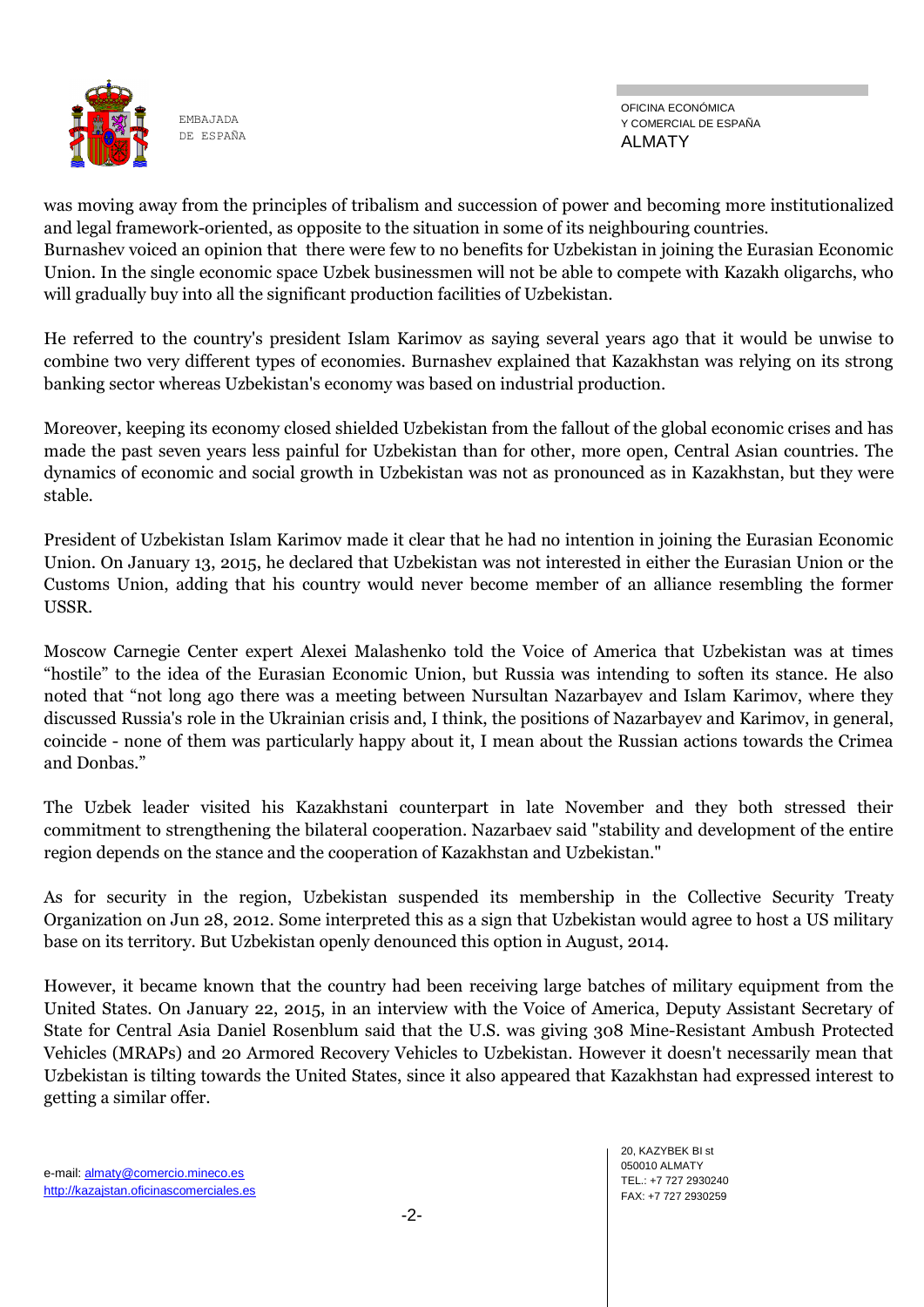was moving away from the principles of tribalism and succession of power and becoming more institutionalized and legal framework-oriented, as opposite to the situation in some of its neighbouring countries.
Burnashev voiced an opinion that there were few to no benefits for Uzbekistan in joining the Eurasian Economic Union. In the single economic space Uzbek businessmen will not be able to compete with Kazakh oligarchs, who will gradually buy into all the significant production facilities of Uzbekistan.

He referred to the country's president Islam Karimov as saying several years ago that it would be unwise to combine two very different types of economies. Burnashev explained that Kazakhstan was relying on its strong banking sector whereas Uzbekistan's economy was based on industrial production.

Moreover, keeping its economy closed shielded Uzbekistan from the fallout of the global economic crises and has made the past seven years less painful for Uzbekistan than for other, more open, Central Asian countries. The dynamics of economic and social growth in Uzbekistan was not as pronounced as in Kazakhstan, but they were stable.

President of Uzbekistan Islam Karimov made it clear that he had no intention in joining the Eurasian Economic Union. On January 13, 2015, he declared that Uzbekistan was not interested in either the Eurasian Union or the Customs Union, adding that his country would never become member of an alliance resembling the former USSR.

Moscow Carnegie Center expert Alexei Malashenko told the Voice of America that Uzbekistan was at times "hostile" to the idea of the Eurasian Economic Union, but Russia was intending to soften its stance. He also noted that "not long ago there was a meeting between Nursultan Nazarbayev and Islam Karimov, where they discussed Russia's role in the Ukrainian crisis and, I think, the positions of Nazarbayev and Karimov, in general, coincide - none of them was particularly happy about it, I mean about the Russian actions towards the Crimea and Donbas."

The Uzbek leader visited his Kazakhstani counterpart in late November and they both stressed their commitment to strengthening the bilateral cooperation. Nazarbaev said "stability and development of the entire region depends on the stance and the cooperation of Kazakhstan and Uzbekistan."

As for security in the region, Uzbekistan suspended its membership in the Collective Security Treaty Organization on Jun 28, 2012. Some interpreted this as a sign that Uzbekistan would agree to host a US military base on its territory. But Uzbekistan openly denounced this option in August, 2014.

However, it became known that the country had been receiving large batches of military equipment from the United States. On January 22, 2015, in an interview with the Voice of America, Deputy Assistant Secretary of State for Central Asia Daniel Rosenblum said that the U.S. was giving 308 Mine-Resistant Ambush Protected Vehicles (MRAPs) and 20 Armored Recovery Vehicles to Uzbekistan. However it doesn't necessarily mean that Uzbekistan is tilting towards the United States, since it also appeared that Kazakhstan had expressed interest to getting a similar offer.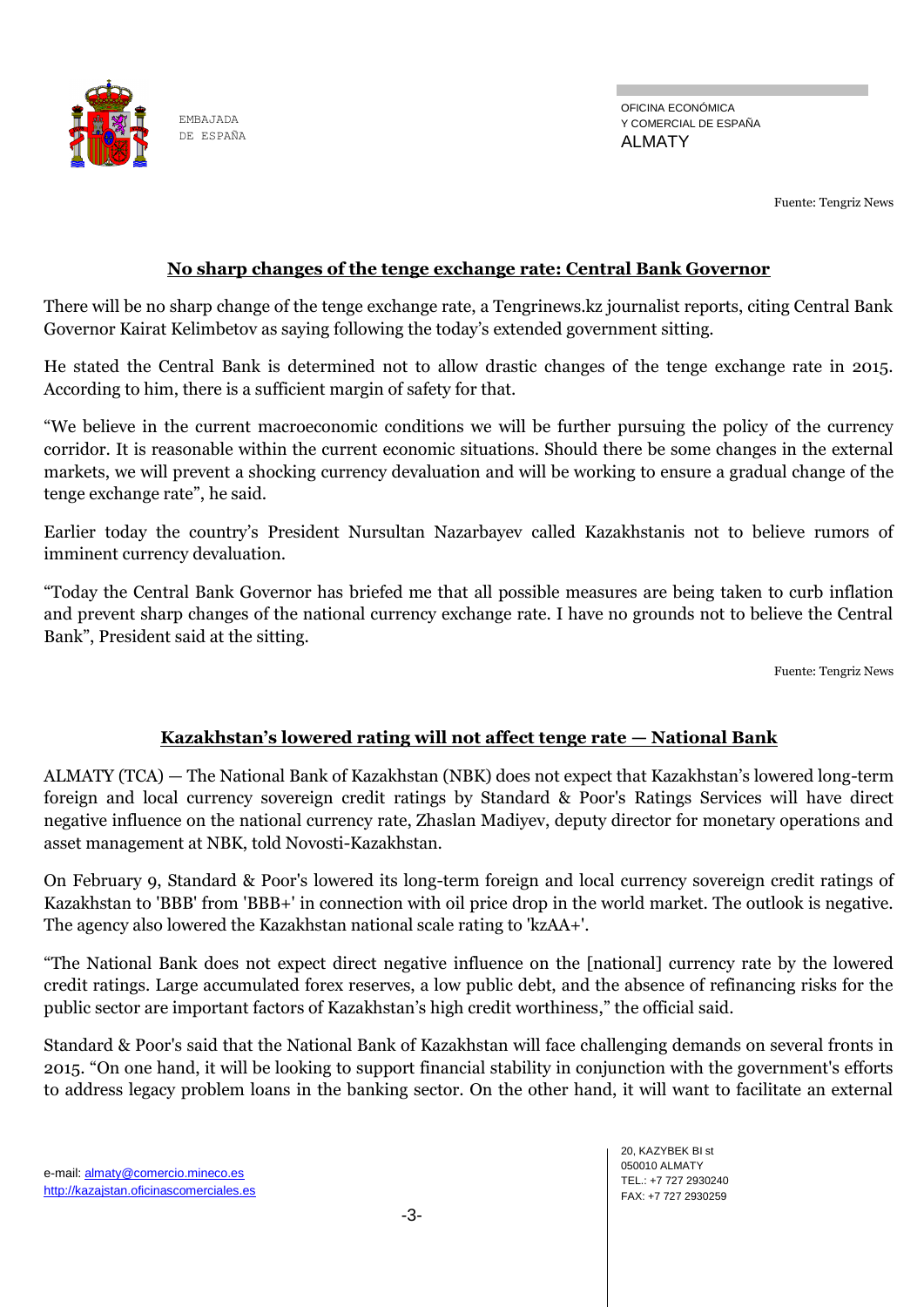Fuente: Tengriz News

## No sharp changes of the tenge exchange rate: Central Bank Governor

There will be no sharp change of the tenge exchange rate, a Tengrinews.kz journalist reports, citing Central Bank Governor Kairat Kelimbetov as saying following the today's extended government sitting.

He stated the Central Bank is determined not to allow drastic changes of the tenge exchange rate in 2015. According to him, there is a sufficient margin of safety for that.

"We believe in the current macroeconomic conditions we will be further pursuing the policy of the currency corridor. It is reasonable within the current economic situations. Should there be some changes in the external markets, we will prevent a shocking currency devaluation and will be working to ensure a gradual change of the tenge exchange rate", he said.

Earlier today the country's President Nursultan Nazarbayev called Kazakhstanis not to believe rumors of imminent currency devaluation.

"Today the Central Bank Governor has briefed me that all possible measures are being taken to curb inflation and prevent sharp changes of the national currency exchange rate. I have no grounds not to believe the Central Bank", President said at the sitting.

Fuente: Tengriz News

## Kazakhstan's lowered rating will not affect tenge rate — National Bank

ALMATY (TCA) — The National Bank of Kazakhstan (NBK) does not expect that Kazakhstan's lowered long-term foreign and local currency sovereign credit ratings by Standard & Poor's Ratings Services will have direct negative influence on the national currency rate, Zhaslan Madiyev, deputy director for monetary operations and asset management at NBK, told Novosti-Kazakhstan.

On February 9, Standard & Poor's lowered its long-term foreign and local currency sovereign credit ratings of Kazakhstan to 'BBB' from 'BBB+' in connection with oil price drop in the world market. The outlook is negative. The agency also lowered the Kazakhstan national scale rating to 'kzAA+'.

"The National Bank does not expect direct negative influence on the [national] currency rate by the lowered credit ratings. Large accumulated forex reserves, a low public debt, and the absence of refinancing risks for the public sector are important factors of Kazakhstan's high credit worthiness," the official said.

Standard & Poor's said that the National Bank of Kazakhstan will face challenging demands on several fronts in 2015. "On one hand, it will be looking to support financial stability in conjunction with the government's efforts to address legacy problem loans in the banking sector. On the other hand, it will want to facilitate an external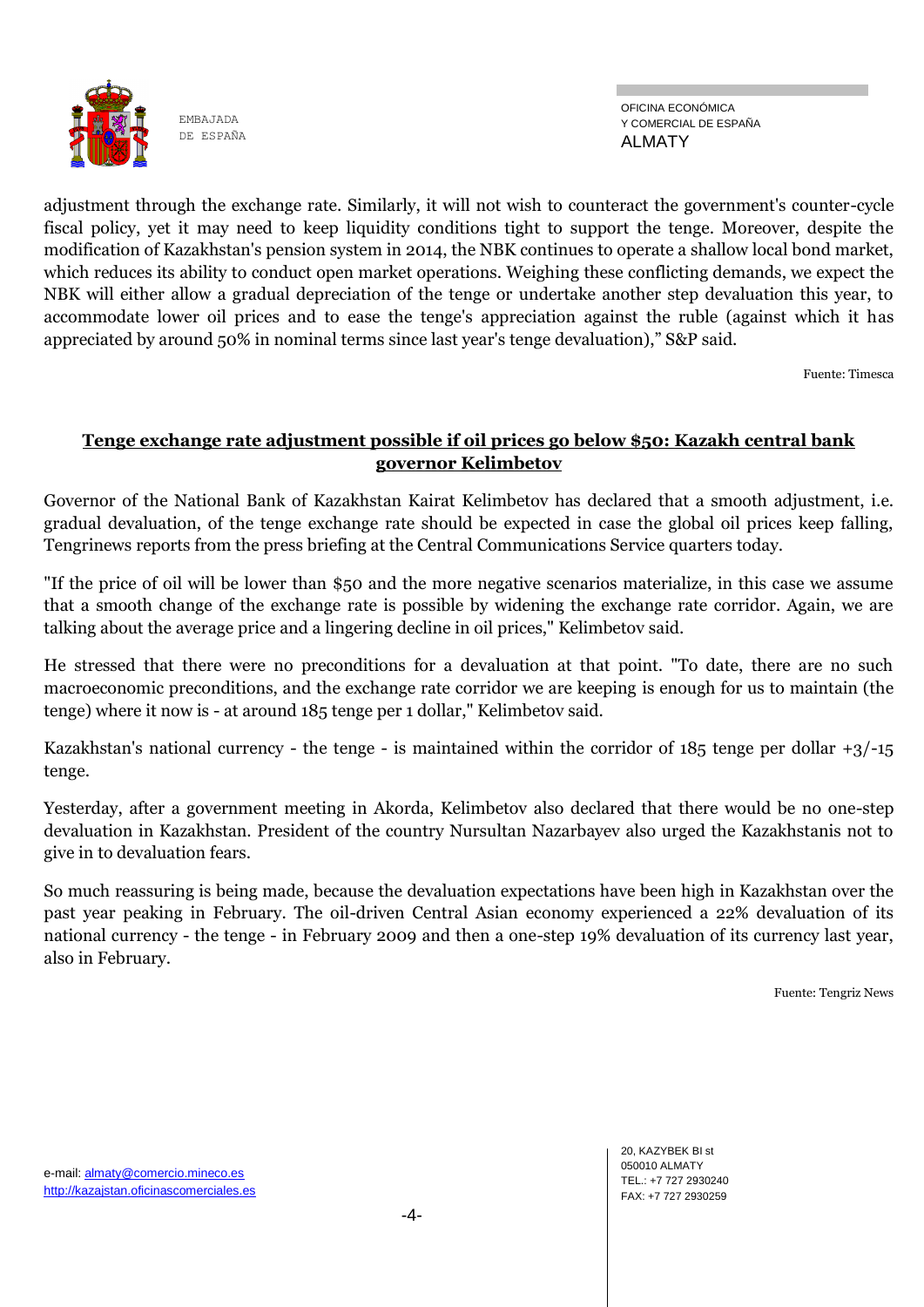adjustment through the exchange rate. Similarly, it will not wish to counteract the government's counter-cycle fiscal policy, yet it may need to keep liquidity conditions tight to support the tenge. Moreover, despite the modification of Kazakhstan's pension system in 2014, the NBK continues to operate a shallow local bond market, which reduces its ability to conduct open market operations. Weighing these conflicting demands, we expect the NBK will either allow a gradual depreciation of the tenge or undertake another step devaluation this year, to accommodate lower oil prices and to ease the tenge's appreciation against the ruble (against which it has appreciated by around 50% in nominal terms since last year's tenge devaluation)," S&P said.

Fuente: Timesca

## Tenge exchange rate adjustment possible if oil prices go below $50: Kazakh central bank governor Kelimbetov

Governor of the National Bank of Kazakhstan Kairat Kelimbetov has declared that a smooth adjustment, i.e. gradual devaluation, of the tenge exchange rate should be expected in case the global oil prices keep falling, Tengrinews reports from the press briefing at the Central Communications Service quarters today.

"If the price of oil will be lower than $50 and the more negative scenarios materialize, in this case we assume that a smooth change of the exchange rate is possible by widening the exchange rate corridor. Again, we are talking about the average price and a lingering decline in oil prices," Kelimbetov said.

He stressed that there were no preconditions for a devaluation at that point. "To date, there are no such macroeconomic preconditions, and the exchange rate corridor we are keeping is enough for us to maintain (the tenge) where it now is - at around 185 tenge per 1 dollar," Kelimbetov said.

Kazakhstan's national currency - the tenge - is maintained within the corridor of 185 tenge per dollar +3/-15 tenge.

Yesterday, after a government meeting in Akorda, Kelimbetov also declared that there would be no one-step devaluation in Kazakhstan. President of the country Nursultan Nazarbayev also urged the Kazakhstanis not to give in to devaluation fears.

So much reassuring is being made, because the devaluation expectations have been high in Kazakhstan over the past year peaking in February. The oil-driven Central Asian economy experienced a 22% devaluation of its national currency - the tenge - in February 2009 and then a one-step 19% devaluation of its currency last year, also in February.

Fuente: Tengriz News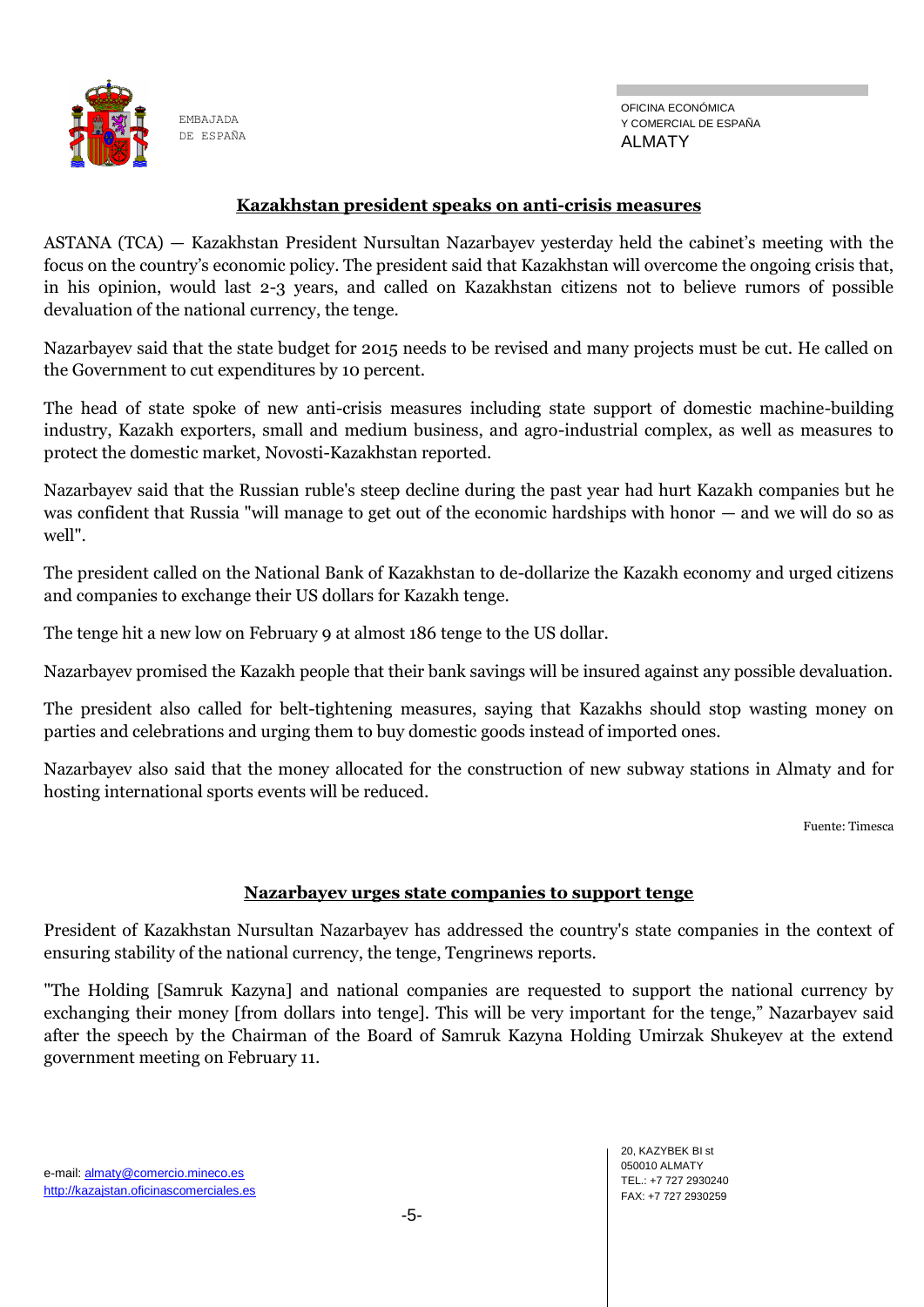## Kazakhstan president speaks on anti-crisis measures

ASTANA (TCA) — Kazakhstan President Nursultan Nazarbayev yesterday held the cabinet's meeting with the focus on the country's economic policy. The president said that Kazakhstan will overcome the ongoing crisis that, in his opinion, would last 2-3 years, and called on Kazakhstan citizens not to believe rumors of possible devaluation of the national currency, the tenge.

Nazarbayev said that the state budget for 2015 needs to be revised and many projects must be cut. He called on the Government to cut expenditures by 10 percent.

The head of state spoke of new anti-crisis measures including state support of domestic machine-building industry, Kazakh exporters, small and medium business, and agro-industrial complex, as well as measures to protect the domestic market, Novosti-Kazakhstan reported.

Nazarbayev said that the Russian ruble's steep decline during the past year had hurt Kazakh companies but he was confident that Russia "will manage to get out of the economic hardships with honor — and we will do so as well".

The president called on the National Bank of Kazakhstan to de-dollarize the Kazakh economy and urged citizens and companies to exchange their US dollars for Kazakh tenge.

The tenge hit a new low on February 9 at almost 186 tenge to the US dollar.

Nazarbayev promised the Kazakh people that their bank savings will be insured against any possible devaluation.

The president also called for belt-tightening measures, saying that Kazakhs should stop wasting money on parties and celebrations and urging them to buy domestic goods instead of imported ones.

Nazarbayev also said that the money allocated for the construction of new subway stations in Almaty and for hosting international sports events will be reduced.

Fuente: Timesca

## Nazarbayev urges state companies to support tenge

President of Kazakhstan Nursultan Nazarbayev has addressed the country's state companies in the context of ensuring stability of the national currency, the tenge, Tengrinews reports.

"The Holding [Samruk Kazyna] and national companies are requested to support the national currency by exchanging their money [from dollars into tenge]. This will be very important for the tenge," Nazarbayev said after the speech by the Chairman of the Board of Samruk Kazyna Holding Umirzak Shukeyev at the extend government meeting on February 11.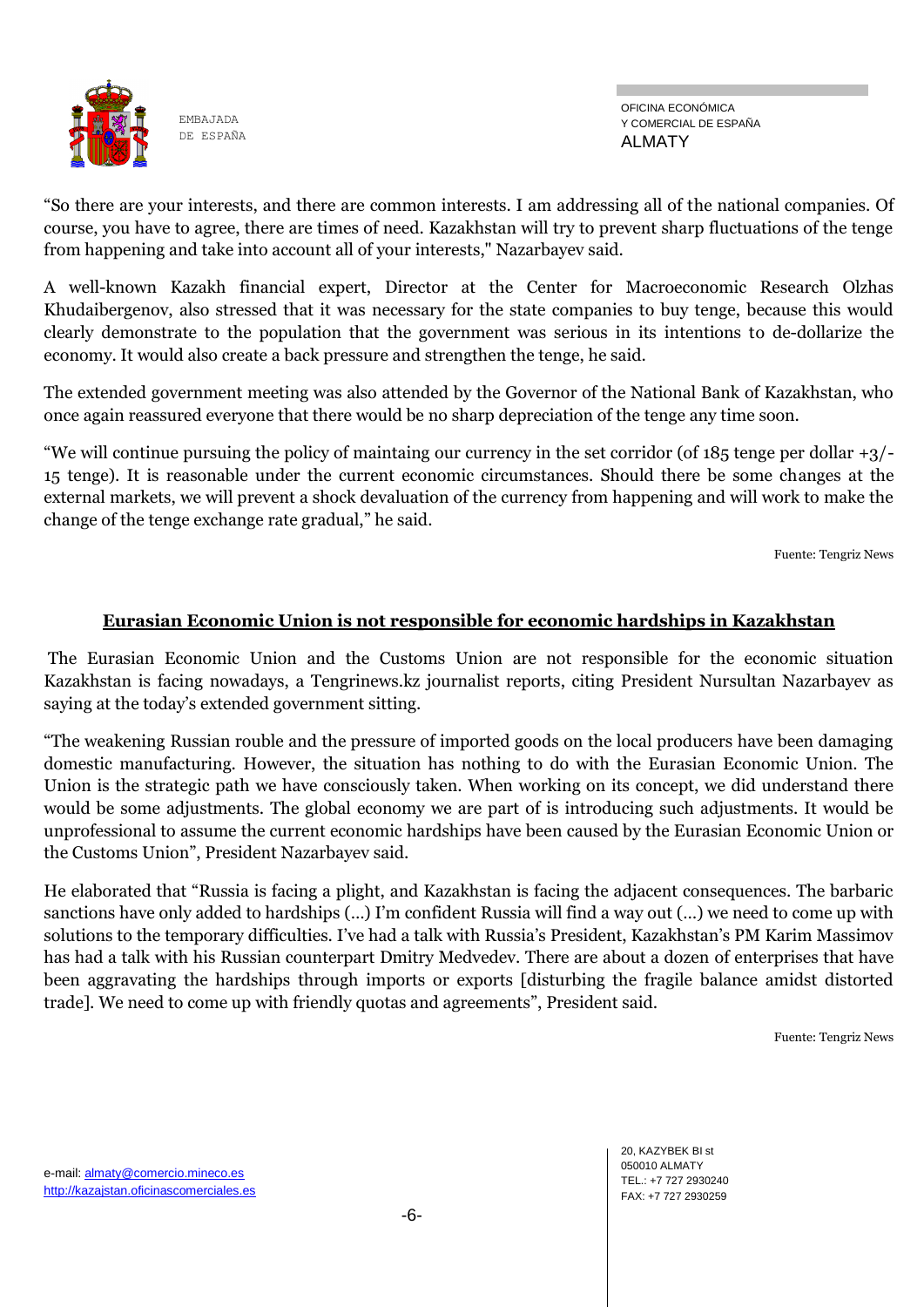"So there are your interests, and there are common interests. I am addressing all of the national companies. Of course, you have to agree, there are times of need. Kazakhstan will try to prevent sharp fluctuations of the tenge from happening and take into account all of your interests," Nazarbayev said.

A well-known Kazakh financial expert, Director at the Center for Macroeconomic Research Olzhas Khudaibergenov, also stressed that it was necessary for the state companies to buy tenge, because this would clearly demonstrate to the population that the government was serious in its intentions to de-dollarize the economy. It would also create a back pressure and strengthen the tenge, he said.

The extended government meeting was also attended by the Governor of the National Bank of Kazakhstan, who once again reassured everyone that there would be no sharp depreciation of the tenge any time soon.

"We will continue pursuing the policy of maintaing our currency in the set corridor (of 185 tenge per dollar +3/-15 tenge). It is reasonable under the current economic circumstances. Should there be some changes at the external markets, we will prevent a shock devaluation of the currency from happening and will work to make the change of the tenge exchange rate gradual," he said.

Fuente: Tengriz News

## Eurasian Economic Union is not responsible for economic hardships in Kazakhstan

The Eurasian Economic Union and the Customs Union are not responsible for the economic situation Kazakhstan is facing nowadays, a Tengrinews.kz journalist reports, citing President Nursultan Nazarbayev as saying at the today's extended government sitting.

"The weakening Russian rouble and the pressure of imported goods on the local producers have been damaging domestic manufacturing. However, the situation has nothing to do with the Eurasian Economic Union. The Union is the strategic path we have consciously taken. When working on its concept, we did understand there would be some adjustments. The global economy we are part of is introducing such adjustments. It would be unprofessional to assume the current economic hardships have been caused by the Eurasian Economic Union or the Customs Union", President Nazarbayev said.

He elaborated that "Russia is facing a plight, and Kazakhstan is facing the adjacent consequences. The barbaric sanctions have only added to hardships (...) I'm confident Russia will find a way out (...) we need to come up with solutions to the temporary difficulties. I've had a talk with Russia's President, Kazakhstan's PM Karim Massimov has had a talk with his Russian counterpart Dmitry Medvedev. There are about a dozen of enterprises that have been aggravating the hardships through imports or exports [disturbing the fragile balance amidst distorted trade]. We need to come up with friendly quotas and agreements", President said.

Fuente: Tengriz News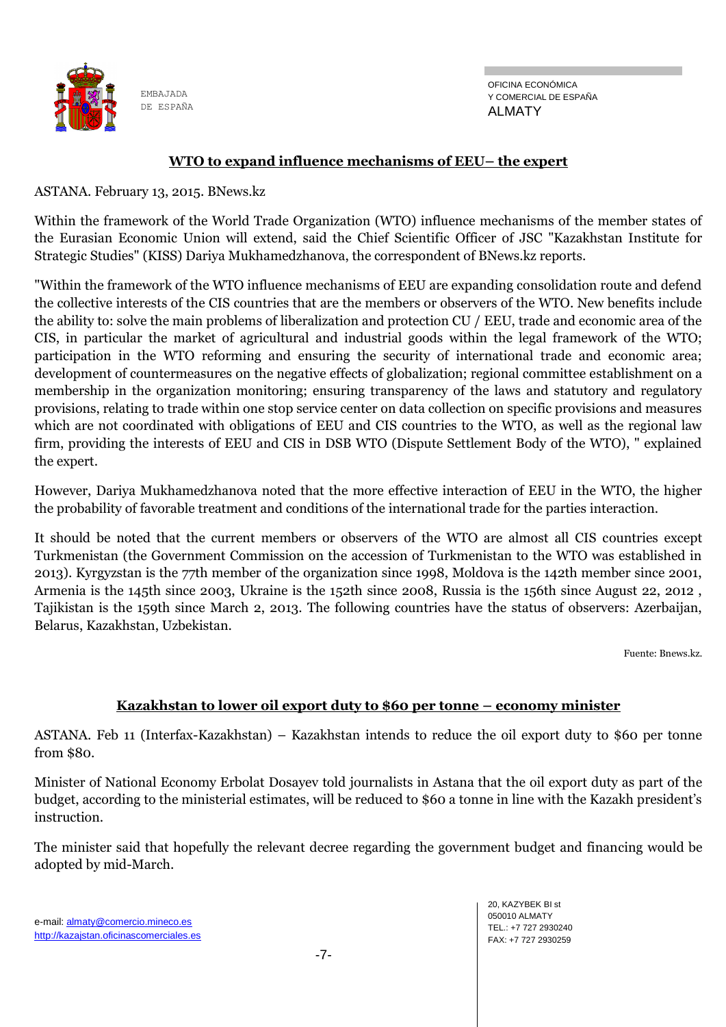## WTO to expand influence mechanisms of EEU– the expert

ASTANA. February 13, 2015. BNews.kz

Within the framework of the World Trade Organization (WTO) influence mechanisms of the member states of the Eurasian Economic Union will extend, said the Chief Scientific Officer of JSC "Kazakhstan Institute for Strategic Studies" (KISS) Dariya Mukhamedzhanova, the correspondent of BNews.kz reports.

"Within the framework of the WTO influence mechanisms of EEU are expanding consolidation route and defend the collective interests of the CIS countries that are the members or observers of the WTO. New benefits include the ability to: solve the main problems of liberalization and protection CU / EEU, trade and economic area of the CIS, in particular the market of agricultural and industrial goods within the legal framework of the WTO; participation in the WTO reforming and ensuring the security of international trade and economic area; development of countermeasures on the negative effects of globalization; regional committee establishment on a membership in the organization monitoring; ensuring transparency of the laws and statutory and regulatory provisions, relating to trade within one stop service center on data collection on specific provisions and measures which are not coordinated with obligations of EEU and CIS countries to the WTO, as well as the regional law firm, providing the interests of EEU and CIS in DSB WTO (Dispute Settlement Body of the WTO), " explained the expert.

However, Dariya Mukhamedzhanova noted that the more effective interaction of EEU in the WTO, the higher the probability of favorable treatment and conditions of the international trade for the parties interaction.

It should be noted that the current members or observers of the WTO are almost all CIS countries except Turkmenistan (the Government Commission on the accession of Turkmenistan to the WTO was established in 2013). Kyrgyzstan is the 77th member of the organization since 1998, Moldova is the 142th member since 2001, Armenia is the 145th since 2003, Ukraine is the 152th since 2008, Russia is the 156th since August 22, 2012 , Tajikistan is the 159th since March 2, 2013. The following countries have the status of observers: Azerbaijan, Belarus, Kazakhstan, Uzbekistan.

Fuente: Bnews.kz.

## Kazakhstan to lower oil export duty to $60 per tonne – economy minister

ASTANA. Feb 11 (Interfax-Kazakhstan) – Kazakhstan intends to reduce the oil export duty to $60 per tonne from $80.

Minister of National Economy Erbolat Dosayev told journalists in Astana that the oil export duty as part of the budget, according to the ministerial estimates, will be reduced to $60 a tonne in line with the Kazakh president's instruction.

The minister said that hopefully the relevant decree regarding the government budget and financing would be adopted by mid-March.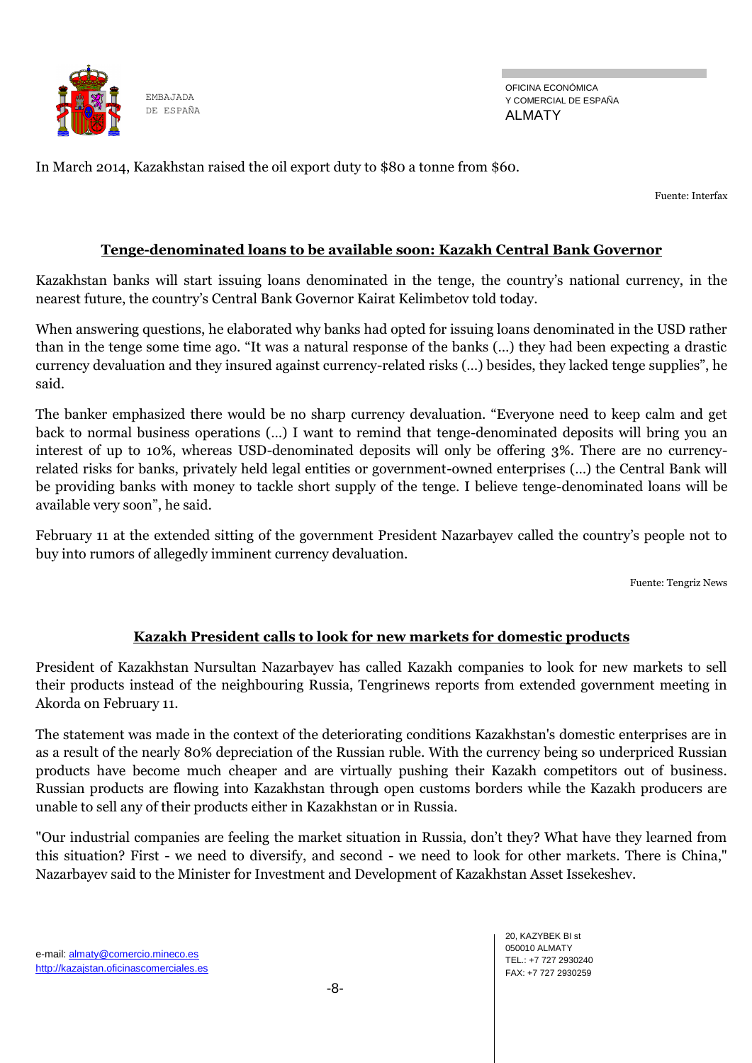In March 2014, Kazakhstan raised the oil export duty to $80 a tonne from $60.

Fuente: Interfax

## Tenge-denominated loans to be available soon: Kazakh Central Bank Governor

Kazakhstan banks will start issuing loans denominated in the tenge, the country's national currency, in the nearest future, the country's Central Bank Governor Kairat Kelimbetov told today.

When answering questions, he elaborated why banks had opted for issuing loans denominated in the USD rather than in the tenge some time ago. "It was a natural response of the banks (...) they had been expecting a drastic currency devaluation and they insured against currency-related risks (...) besides, they lacked tenge supplies", he said.

The banker emphasized there would be no sharp currency devaluation. "Everyone need to keep calm and get back to normal business operations (...) I want to remind that tenge-denominated deposits will bring you an interest of up to 10%, whereas USD-denominated deposits will only be offering 3%. There are no currency-related risks for banks, privately held legal entities or government-owned enterprises (...) the Central Bank will be providing banks with money to tackle short supply of the tenge. I believe tenge-denominated loans will be available very soon", he said.

February 11 at the extended sitting of the government President Nazarbayev called the country's people not to buy into rumors of allegedly imminent currency devaluation.

Fuente: Tengriz News

## Kazakh President calls to look for new markets for domestic products

President of Kazakhstan Nursultan Nazarbayev has called Kazakh companies to look for new markets to sell their products instead of the neighbouring Russia, Tengrinews reports from extended government meeting in Akorda on February 11.

The statement was made in the context of the deteriorating conditions Kazakhstan's domestic enterprises are in as a result of the nearly 80% depreciation of the Russian ruble. With the currency being so underpriced Russian products have become much cheaper and are virtually pushing their Kazakh competitors out of business. Russian products are flowing into Kazakhstan through open customs borders while the Kazakh producers are unable to sell any of their products either in Kazakhstan or in Russia.

"Our industrial companies are feeling the market situation in Russia, don't they? What have they learned from this situation? First - we need to diversify, and second - we need to look for other markets. There is China," Nazarbayev said to the Minister for Investment and Development of Kazakhstan Asset Issekeshev.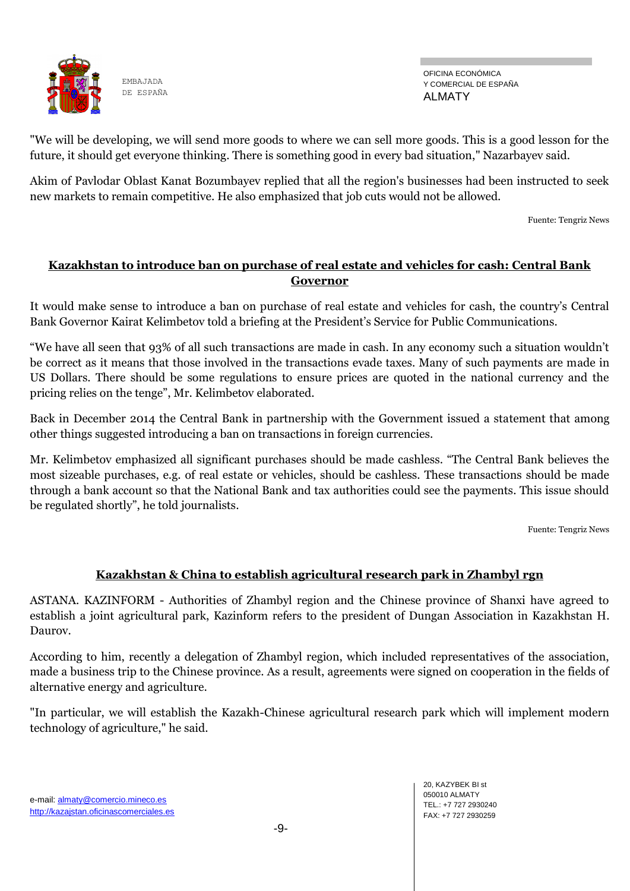"We will be developing, we will send more goods to where we can sell more goods. This is a good lesson for the future, it should get everyone thinking. There is something good in every bad situation," Nazarbayev said.

Akim of Pavlodar Oblast Kanat Bozumbayev replied that all the region's businesses had been instructed to seek new markets to remain competitive. He also emphasized that job cuts would not be allowed.

Fuente: Tengriz News

## Kazakhstan to introduce ban on purchase of real estate and vehicles for cash: Central Bank Governor

It would make sense to introduce a ban on purchase of real estate and vehicles for cash, the country's Central Bank Governor Kairat Kelimbetov told a briefing at the President's Service for Public Communications.

"We have all seen that 93% of all such transactions are made in cash. In any economy such a situation wouldn't be correct as it means that those involved in the transactions evade taxes. Many of such payments are made in US Dollars. There should be some regulations to ensure prices are quoted in the national currency and the pricing relies on the tenge", Mr. Kelimbetov elaborated.

Back in December 2014 the Central Bank in partnership with the Government issued a statement that among other things suggested introducing a ban on transactions in foreign currencies.

Mr. Kelimbetov emphasized all significant purchases should be made cashless. "The Central Bank believes the most sizeable purchases, e.g. of real estate or vehicles, should be cashless. These transactions should be made through a bank account so that the National Bank and tax authorities could see the payments. This issue should be regulated shortly", he told journalists.

Fuente: Tengriz News

## Kazakhstan & China to establish agricultural research park in Zhambyl rgn

ASTANA. KAZINFORM - Authorities of Zhambyl region and the Chinese province of Shanxi have agreed to establish a joint agricultural park, Kazinform refers to the president of Dungan Association in Kazakhstan H. Daurov.

According to him, recently a delegation of Zhambyl region, which included representatives of the association, made a business trip to the Chinese province. As a result, agreements were signed on cooperation in the fields of alternative energy and agriculture.

"In particular, we will establish the Kazakh-Chinese agricultural research park which will implement modern technology of agriculture," he said.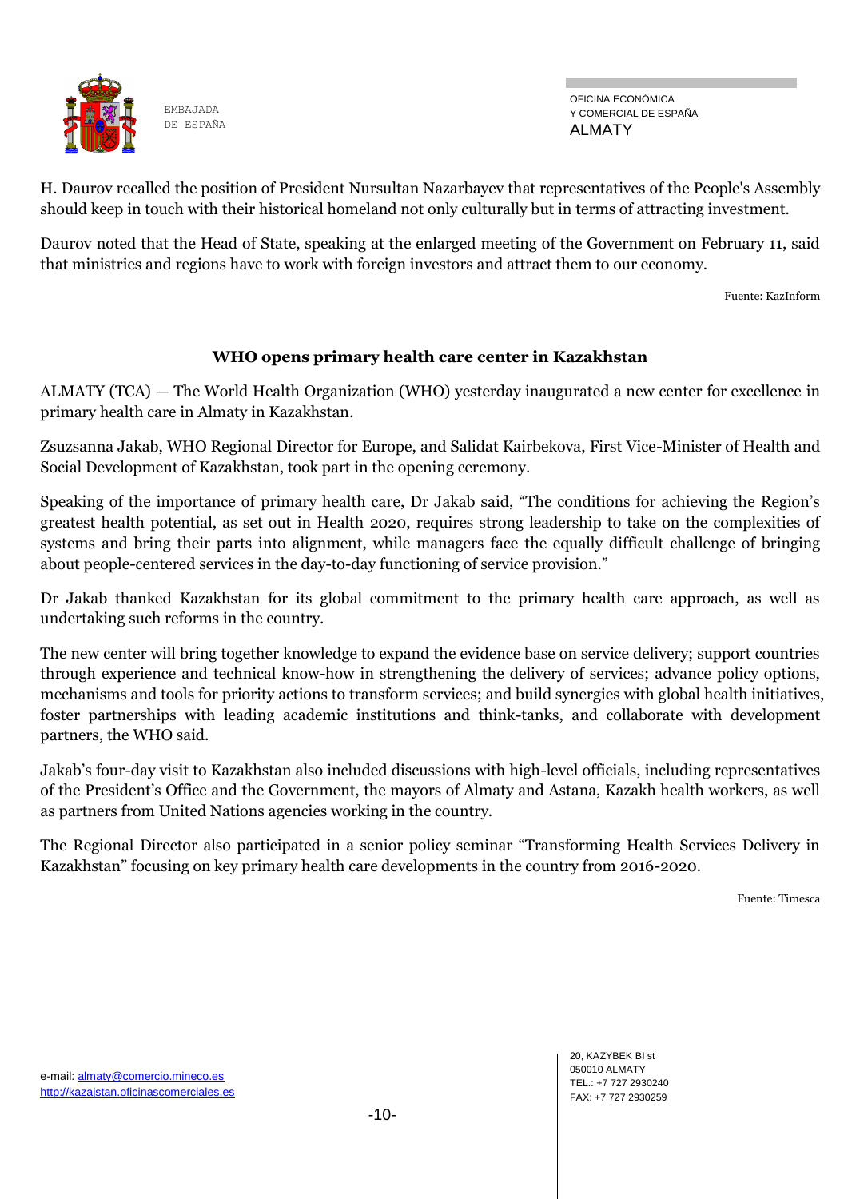H. Daurov recalled the position of President Nursultan Nazarbayev that representatives of the People's Assembly should keep in touch with their historical homeland not only culturally but in terms of attracting investment.

Daurov noted that the Head of State, speaking at the enlarged meeting of the Government on February 11, said that ministries and regions have to work with foreign investors and attract them to our economy.

Fuente: KazInform

## WHO opens primary health care center in Kazakhstan

ALMATY (TCA) — The World Health Organization (WHO) yesterday inaugurated a new center for excellence in primary health care in Almaty in Kazakhstan.

Zsuzsanna Jakab, WHO Regional Director for Europe, and Salidat Kairbekova, First Vice-Minister of Health and Social Development of Kazakhstan, took part in the opening ceremony.

Speaking of the importance of primary health care, Dr Jakab said, "The conditions for achieving the Region's greatest health potential, as set out in Health 2020, requires strong leadership to take on the complexities of systems and bring their parts into alignment, while managers face the equally difficult challenge of bringing about people-centered services in the day-to-day functioning of service provision."

Dr Jakab thanked Kazakhstan for its global commitment to the primary health care approach, as well as undertaking such reforms in the country.

The new center will bring together knowledge to expand the evidence base on service delivery; support countries through experience and technical know-how in strengthening the delivery of services; advance policy options, mechanisms and tools for priority actions to transform services; and build synergies with global health initiatives, foster partnerships with leading academic institutions and think-tanks, and collaborate with development partners, the WHO said.

Jakab's four-day visit to Kazakhstan also included discussions with high-level officials, including representatives of the President's Office and the Government, the mayors of Almaty and Astana, Kazakh health workers, as well as partners from United Nations agencies working in the country.

The Regional Director also participated in a senior policy seminar "Transforming Health Services Delivery in Kazakhstan" focusing on key primary health care developments in the country from 2016-2020.

Fuente: Timesca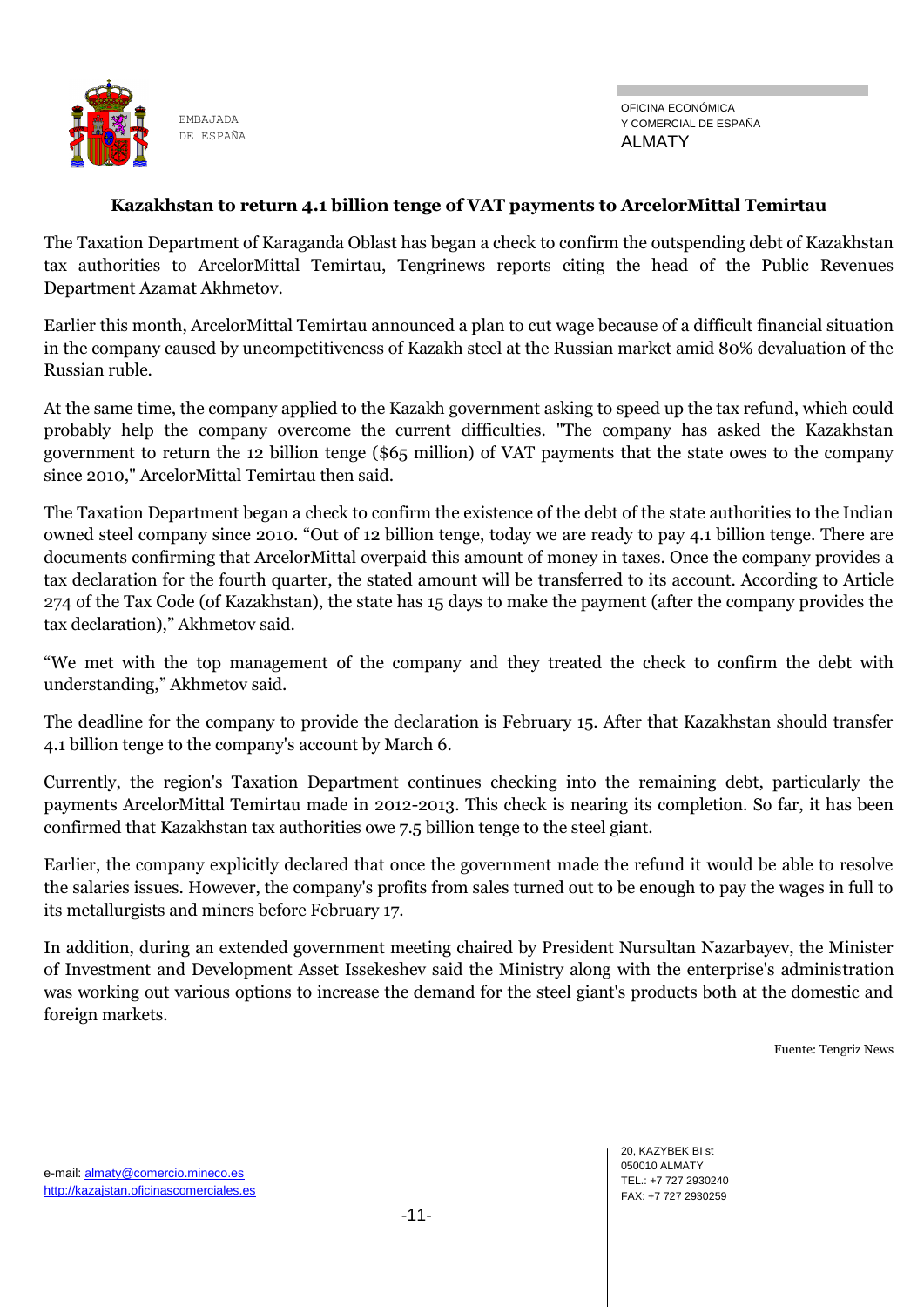## Kazakhstan to return 4.1 billion tenge of VAT payments to ArcelorMittal Temirtau

The Taxation Department of Karaganda Oblast has began a check to confirm the outspending debt of Kazakhstan tax authorities to ArcelorMittal Temirtau, Tengrinews reports citing the head of the Public Revenues Department Azamat Akhmetov.

Earlier this month, ArcelorMittal Temirtau announced a plan to cut wage because of a difficult financial situation in the company caused by uncompetitiveness of Kazakh steel at the Russian market amid 80% devaluation of the Russian ruble.

At the same time, the company applied to the Kazakh government asking to speed up the tax refund, which could probably help the company overcome the current difficulties. "The company has asked the Kazakhstan government to return the 12 billion tenge ($65 million) of VAT payments that the state owes to the company since 2010," ArcelorMittal Temirtau then said.

The Taxation Department began a check to confirm the existence of the debt of the state authorities to the Indian owned steel company since 2010. "Out of 12 billion tenge, today we are ready to pay 4.1 billion tenge. There are documents confirming that ArcelorMittal overpaid this amount of money in taxes. Once the company provides a tax declaration for the fourth quarter, the stated amount will be transferred to its account. According to Article 274 of the Tax Code (of Kazakhstan), the state has 15 days to make the payment (after the company provides the tax declaration)," Akhmetov said.

"We met with the top management of the company and they treated the check to confirm the debt with understanding," Akhmetov said.

The deadline for the company to provide the declaration is February 15. After that Kazakhstan should transfer 4.1 billion tenge to the company's account by March 6.

Currently, the region's Taxation Department continues checking into the remaining debt, particularly the payments ArcelorMittal Temirtau made in 2012-2013. This check is nearing its completion. So far, it has been confirmed that Kazakhstan tax authorities owe 7.5 billion tenge to the steel giant.

Earlier, the company explicitly declared that once the government made the refund it would be able to resolve the salaries issues. However, the company's profits from sales turned out to be enough to pay the wages in full to its metallurgists and miners before February 17.

In addition, during an extended government meeting chaired by President Nursultan Nazarbayev, the Minister of Investment and Development Asset Issekeshev said the Ministry along with the enterprise's administration was working out various options to increase the demand for the steel giant's products both at the domestic and foreign markets.

Fuente: Tengriz News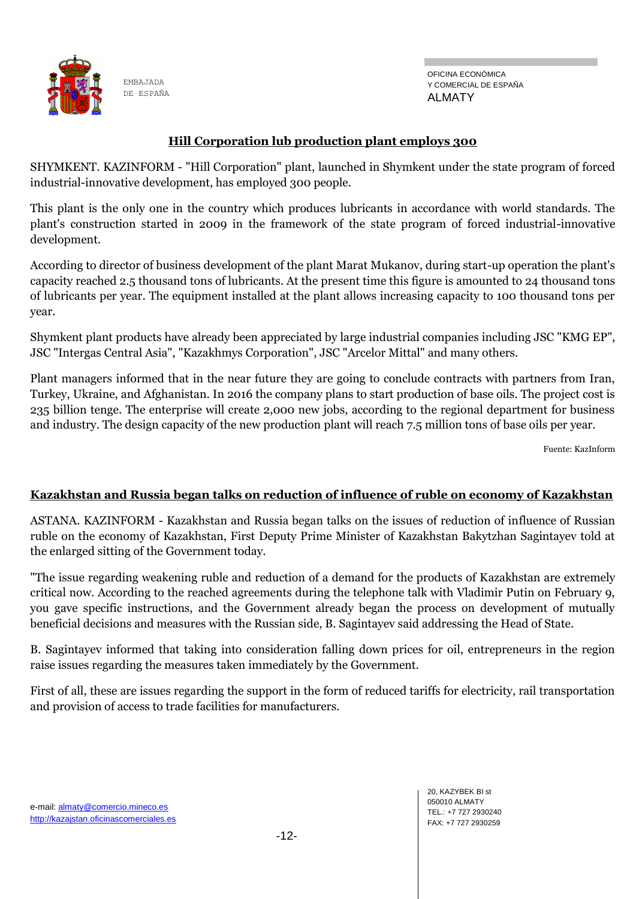## Hill Corporation lub production plant employs 300

SHYMKENT. KAZINFORM - "Hill Corporation" plant, launched in Shymkent under the state program of forced industrial-innovative development, has employed 300 people.

This plant is the only one in the country which produces lubricants in accordance with world standards. The plant's construction started in 2009 in the framework of the state program of forced industrial-innovative development.

According to director of business development of the plant Marat Mukanov, during start-up operation the plant's capacity reached 2.5 thousand tons of lubricants. At the present time this figure is amounted to 24 thousand tons of lubricants per year. The equipment installed at the plant allows increasing capacity to 100 thousand tons per year.

Shymkent plant products have already been appreciated by large industrial companies including JSC "KMG EP", JSC "Intergas Central Asia", "Kazakhmys Corporation", JSC "Arcelor Mittal" and many others.

Plant managers informed that in the near future they are going to conclude contracts with partners from Iran, Turkey, Ukraine, and Afghanistan. In 2016 the company plans to start production of base oils. The project cost is 235 billion tenge. The enterprise will create 2,000 new jobs, according to the regional department for business and industry. The design capacity of the new production plant will reach 7.5 million tons of base oils per year.

Fuente: KazInform

## Kazakhstan and Russia began talks on reduction of influence of ruble on economy of Kazakhstan

ASTANA. KAZINFORM - Kazakhstan and Russia began talks on the issues of reduction of influence of Russian ruble on the economy of Kazakhstan, First Deputy Prime Minister of Kazakhstan Bakytzhan Sagintayev told at the enlarged sitting of the Government today.

"The issue regarding weakening ruble and reduction of a demand for the products of Kazakhstan are extremely critical now. According to the reached agreements during the telephone talk with Vladimir Putin on February 9, you gave specific instructions, and the Government already began the process on development of mutually beneficial decisions and measures with the Russian side, B. Sagintayev said addressing the Head of State.

B. Sagintayev informed that taking into consideration falling down prices for oil, entrepreneurs in the region raise issues regarding the measures taken immediately by the Government.

First of all, these are issues regarding the support in the form of reduced tariffs for electricity, rail transportation and provision of access to trade facilities for manufacturers.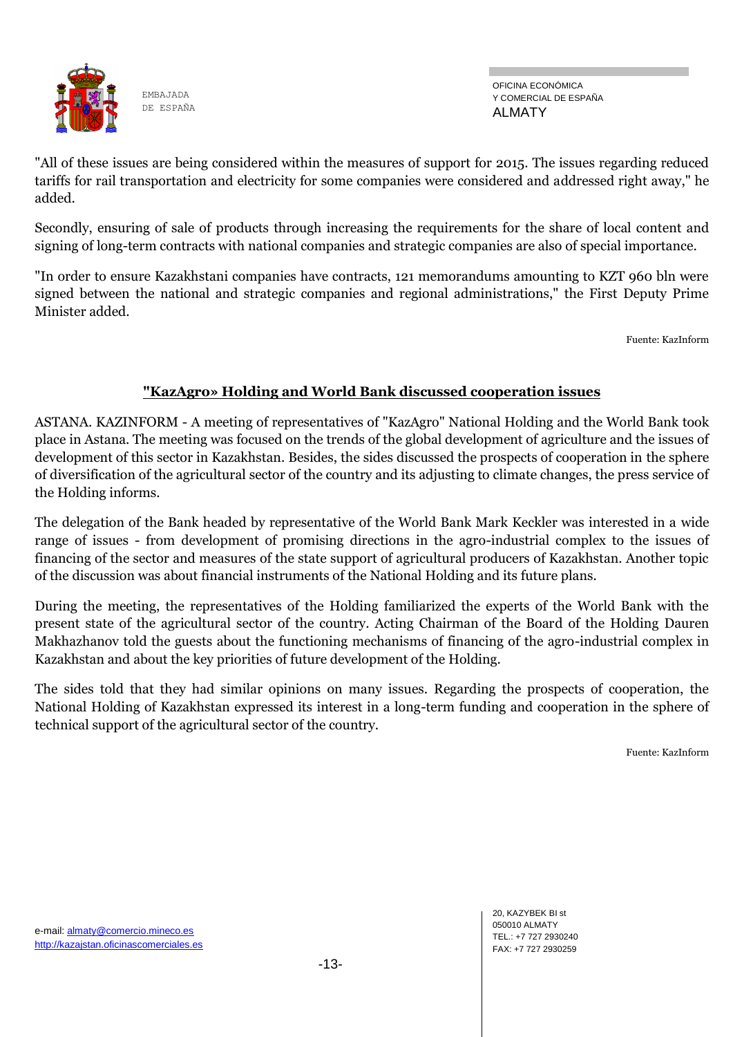"All of these issues are being considered within the measures of support for 2015. The issues regarding reduced tariffs for rail transportation and electricity for some companies were considered and addressed right away," he added.

Secondly, ensuring of sale of products through increasing the requirements for the share of local content and signing of long-term contracts with national companies and strategic companies are also of special importance.

"In order to ensure Kazakhstani companies have contracts, 121 memorandums amounting to KZT 960 bln were signed between the national and strategic companies and regional administrations," the First Deputy Prime Minister added.

Fuente: KazInform

## "KazAgro» Holding and World Bank discussed cooperation issues

ASTANA. KAZINFORM - A meeting of representatives of "KazAgro" National Holding and the World Bank took place in Astana. The meeting was focused on the trends of the global development of agriculture and the issues of development of this sector in Kazakhstan. Besides, the sides discussed the prospects of cooperation in the sphere of diversification of the agricultural sector of the country and its adjusting to climate changes, the press service of the Holding informs.

The delegation of the Bank headed by representative of the World Bank Mark Keckler was interested in a wide range of issues - from development of promising directions in the agro-industrial complex to the issues of financing of the sector and measures of the state support of agricultural producers of Kazakhstan. Another topic of the discussion was about financial instruments of the National Holding and its future plans.

During the meeting, the representatives of the Holding familiarized the experts of the World Bank with the present state of the agricultural sector of the country. Acting Chairman of the Board of the Holding Dauren Makhazhanov told the guests about the functioning mechanisms of financing of the agro-industrial complex in Kazakhstan and about the key priorities of future development of the Holding.

The sides told that they had similar opinions on many issues. Regarding the prospects of cooperation, the National Holding of Kazakhstan expressed its interest in a long-term funding and cooperation in the sphere of technical support of the agricultural sector of the country.

Fuente: KazInform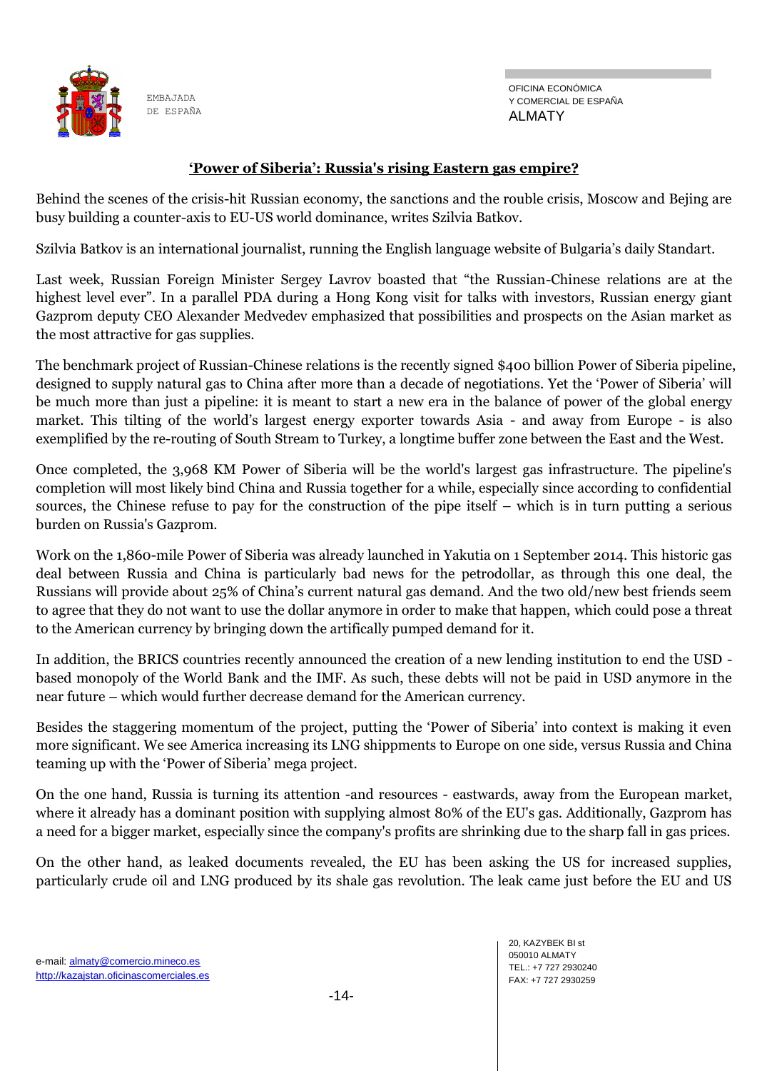## 'Power of Siberia': Russia's rising Eastern gas empire?

Behind the scenes of the crisis-hit Russian economy, the sanctions and the rouble crisis, Moscow and Bejing are busy building a counter-axis to EU-US world dominance, writes Szilvia Batkov.

Szilvia Batkov is an international journalist, running the English language website of Bulgaria's daily Standart.

Last week, Russian Foreign Minister Sergey Lavrov boasted that "the Russian-Chinese relations are at the highest level ever". In a parallel PDA during a Hong Kong visit for talks with investors, Russian energy giant Gazprom deputy CEO Alexander Medvedev emphasized that possibilities and prospects on the Asian market as the most attractive for gas supplies.

The benchmark project of Russian-Chinese relations is the recently signed $400 billion Power of Siberia pipeline, designed to supply natural gas to China after more than a decade of negotiations. Yet the 'Power of Siberia' will be much more than just a pipeline: it is meant to start a new era in the balance of power of the global energy market. This tilting of the world's largest energy exporter towards Asia - and away from Europe - is also exemplified by the re-routing of South Stream to Turkey, a longtime buffer zone between the East and the West.

Once completed, the 3,968 KM Power of Siberia will be the world's largest gas infrastructure. The pipeline's completion will most likely bind China and Russia together for a while, especially since according to confidential sources, the Chinese refuse to pay for the construction of the pipe itself – which is in turn putting a serious burden on Russia's Gazprom.

Work on the 1,860-mile Power of Siberia was already launched in Yakutia on 1 September 2014. This historic gas deal between Russia and China is particularly bad news for the petrodollar, as through this one deal, the Russians will provide about 25% of China's current natural gas demand. And the two old/new best friends seem to agree that they do not want to use the dollar anymore in order to make that happen, which could pose a threat to the American currency by bringing down the artifically pumped demand for it.

In addition, the BRICS countries recently announced the creation of a new lending institution to end the USD - based monopoly of the World Bank and the IMF. As such, these debts will not be paid in USD anymore in the near future – which would further decrease demand for the American currency.

Besides the staggering momentum of the project, putting the 'Power of Siberia' into context is making it even more significant. We see America increasing its LNG shippments to Europe on one side, versus Russia and China teaming up with the 'Power of Siberia' mega project.

On the one hand, Russia is turning its attention -and resources - eastwards, away from the European market, where it already has a dominant position with supplying almost 80% of the EU's gas. Additionally, Gazprom has a need for a bigger market, especially since the company's profits are shrinking due to the sharp fall in gas prices.

On the other hand, as leaked documents revealed, the EU has been asking the US for increased supplies, particularly crude oil and LNG produced by its shale gas revolution. The leak came just before the EU and US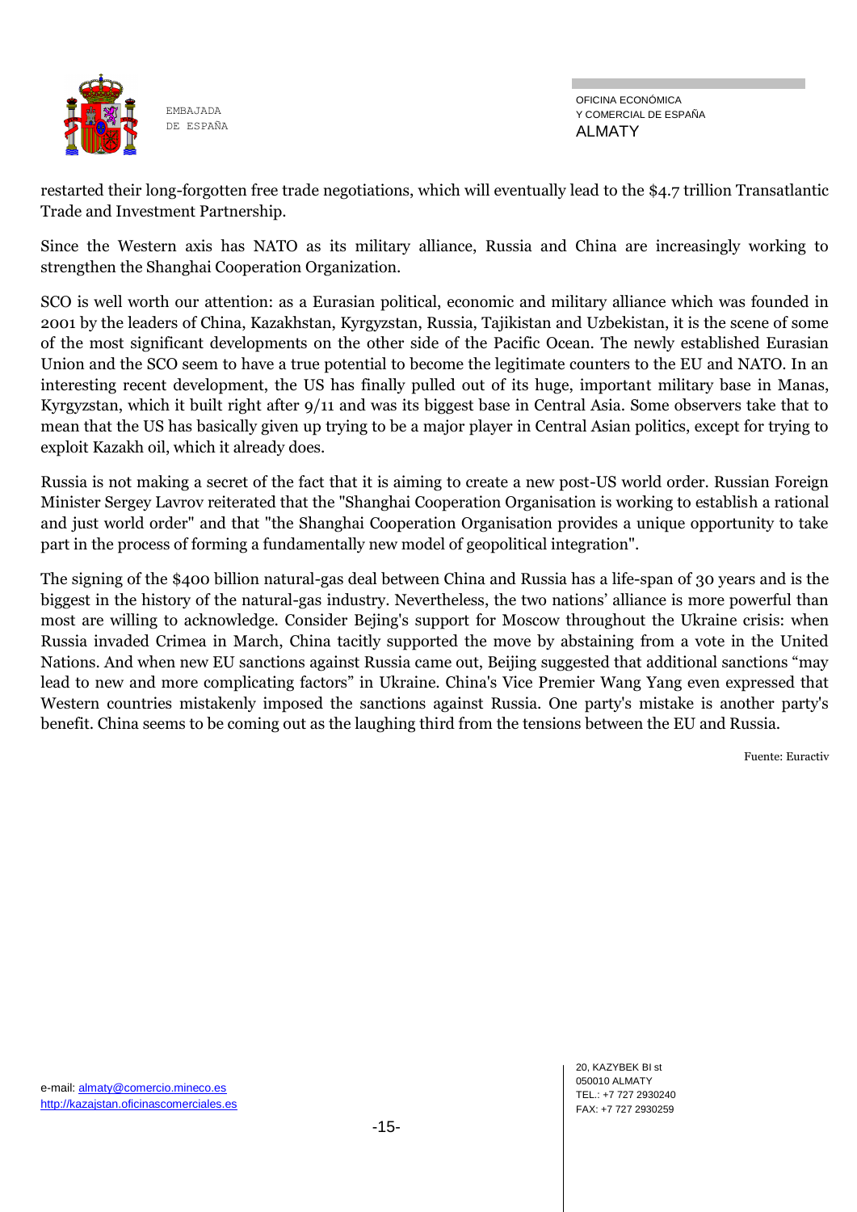restarted their long-forgotten free trade negotiations, which will eventually lead to the $4.7 trillion Transatlantic Trade and Investment Partnership.

Since the Western axis has NATO as its military alliance, Russia and China are increasingly working to strengthen the Shanghai Cooperation Organization.

SCO is well worth our attention: as a Eurasian political, economic and military alliance which was founded in 2001 by the leaders of China, Kazakhstan, Kyrgyzstan, Russia, Tajikistan and Uzbekistan, it is the scene of some of the most significant developments on the other side of the Pacific Ocean. The newly established Eurasian Union and the SCO seem to have a true potential to become the legitimate counters to the EU and NATO. In an interesting recent development, the US has finally pulled out of its huge, important military base in Manas, Kyrgyzstan, which it built right after 9/11 and was its biggest base in Central Asia. Some observers take that to mean that the US has basically given up trying to be a major player in Central Asian politics, except for trying to exploit Kazakh oil, which it already does.

Russia is not making a secret of the fact that it is aiming to create a new post-US world order. Russian Foreign Minister Sergey Lavrov reiterated that the "Shanghai Cooperation Organisation is working to establish a rational and just world order" and that "the Shanghai Cooperation Organisation provides a unique opportunity to take part in the process of forming a fundamentally new model of geopolitical integration".

The signing of the $400 billion natural-gas deal between China and Russia has a life-span of 30 years and is the biggest in the history of the natural-gas industry. Nevertheless, the two nations' alliance is more powerful than most are willing to acknowledge. Consider Bejing's support for Moscow throughout the Ukraine crisis: when Russia invaded Crimea in March, China tacitly supported the move by abstaining from a vote in the United Nations. And when new EU sanctions against Russia came out, Beijing suggested that additional sanctions "may lead to new and more complicating factors" in Ukraine. China's Vice Premier Wang Yang even expressed that Western countries mistakenly imposed the sanctions against Russia. One party's mistake is another party's benefit. China seems to be coming out as the laughing third from the tensions between the EU and Russia.

Fuente: Euractiv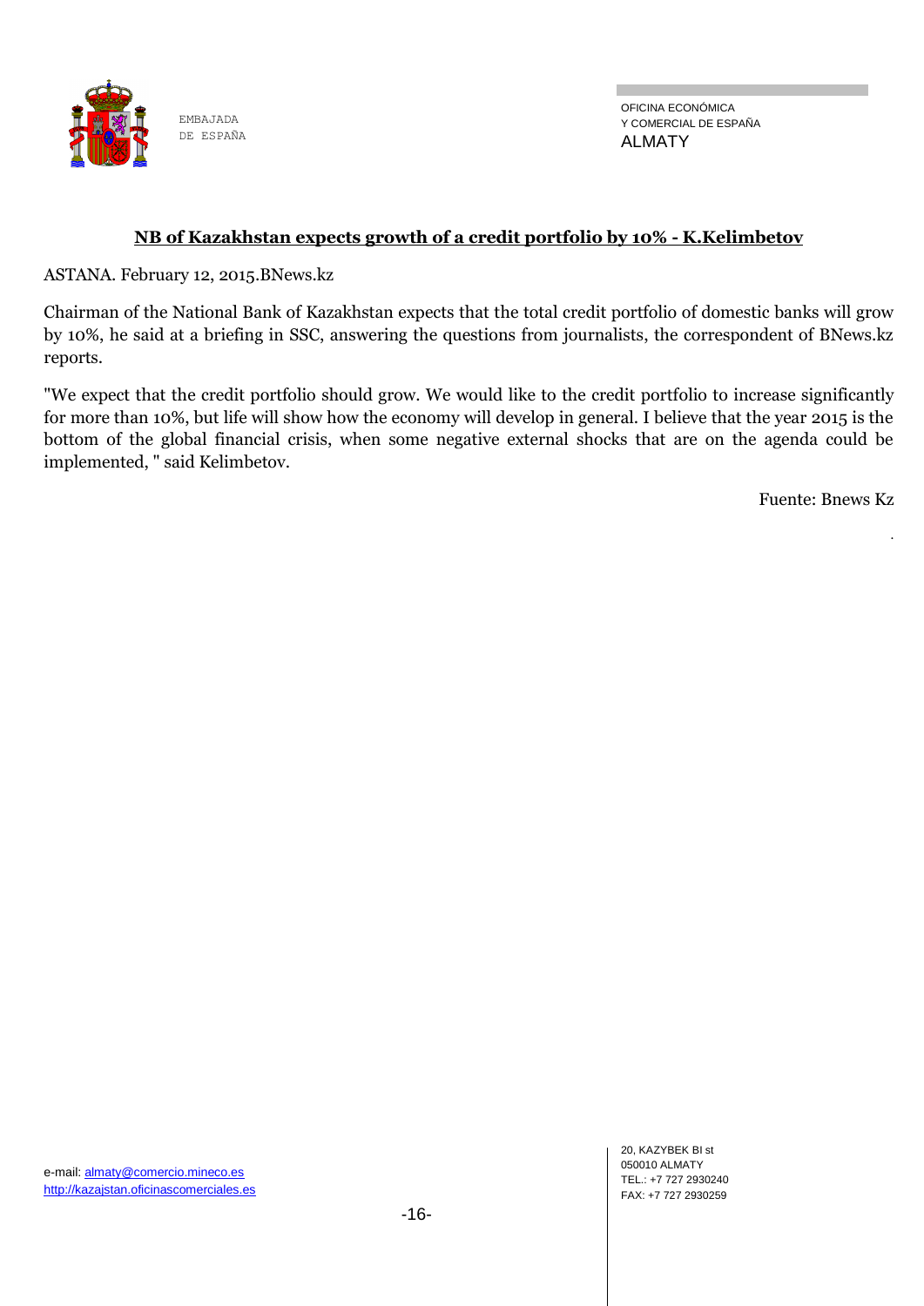## NB of Kazakhstan expects growth of a credit portfolio by 10% - K.Kelimbetov

ASTANA. February 12, 2015.BNews.kz

Chairman of the National Bank of Kazakhstan expects that the total credit portfolio of domestic banks will grow by 10%, he said at a briefing in SSC, answering the questions from journalists, the correspondent of BNews.kz reports.

"We expect that the credit portfolio should grow. We would like to the credit portfolio to increase significantly for more than 10%, but life will show how the economy will develop in general. I believe that the year 2015 is the bottom of the global financial crisis, when some negative external shocks that are on the agenda could be implemented, " said Kelimbetov.

Fuente: Bnews Kz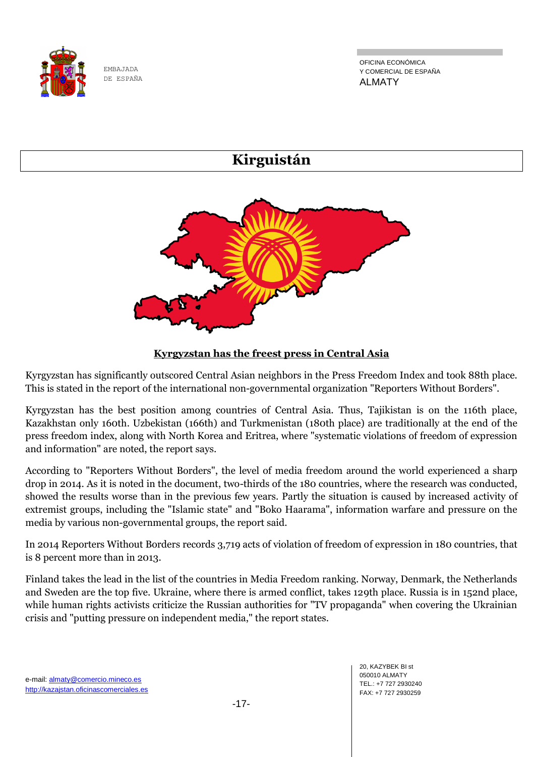# Kirguistán

**Kyrgyzstan has the freest press in Central Asia**

Kyrgyzstan has significantly outscored Central Asian neighbors in the Press Freedom Index and took 88th place. This is stated in the report of the international non-governmental organization "Reporters Without Borders".

Kyrgyzstan has the best position among countries of Central Asia. Thus, Tajikistan is on the 116th place, Kazakhstan only 160th. Uzbekistan (166th) and Turkmenistan (180th place) are traditionally at the end of the press freedom index, along with North Korea and Eritrea, where "systematic violations of freedom of expression and information" are noted, the report says.

According to "Reporters Without Borders", the level of media freedom around the world experienced a sharp drop in 2014. As it is noted in the document, two-thirds of the 180 countries, where the research was conducted, showed the results worse than in the previous few years. Partly the situation is caused by increased activity of extremist groups, including the "Islamic state" and "Boko Haarama", information warfare and pressure on the media by various non-governmental groups, the report said.

In 2014 Reporters Without Borders records 3,719 acts of violation of freedom of expression in 180 countries, that is 8 percent more than in 2013.

Finland takes the lead in the list of the countries in Media Freedom ranking. Norway, Denmark, the Netherlands and Sweden are the top five. Ukraine, where there is armed conflict, takes 129th place. Russia is in 152nd place, while human rights activists criticize the Russian authorities for "TV propaganda" when covering the Ukrainian crisis and "putting pressure on independent media," the report states.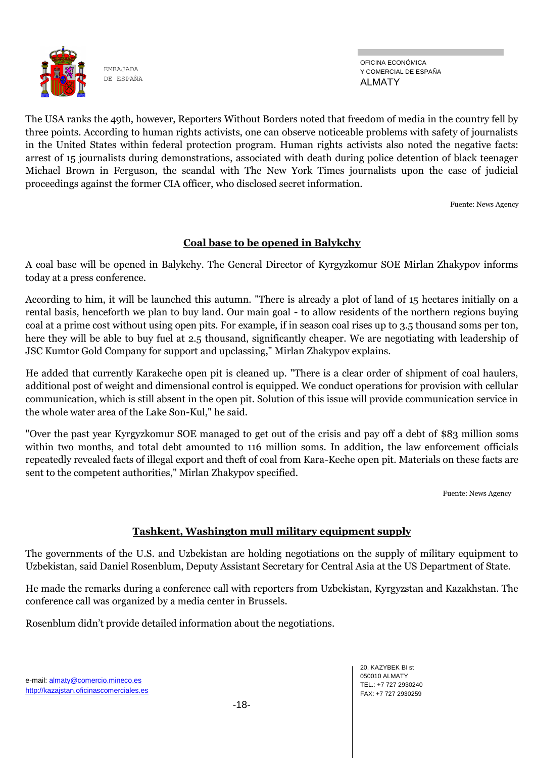The USA ranks the 49th, however, Reporters Without Borders noted that freedom of media in the country fell by three points. According to human rights activists, one can observe noticeable problems with safety of journalists in the United States within federal protection program. Human rights activists also noted the negative facts: arrest of 15 journalists during demonstrations, associated with death during police detention of black teenager Michael Brown in Ferguson, the scandal with The New York Times journalists upon the case of judicial proceedings against the former CIA officer, who disclosed secret information.

Fuente: News Agency

## Coal base to be opened in Balykchy

A coal base will be opened in Balykchy. The General Director of Kyrgyzkomur SOE Mirlan Zhakypov informs today at a press conference.

According to him, it will be launched this autumn. "There is already a plot of land of 15 hectares initially on a rental basis, henceforth we plan to buy land. Our main goal - to allow residents of the northern regions buying coal at a prime cost without using open pits. For example, if in season coal rises up to 3.5 thousand soms per ton, here they will be able to buy fuel at 2.5 thousand, significantly cheaper. We are negotiating with leadership of JSC Kumtor Gold Company for support and upclassing," Mirlan Zhakypov explains.

He added that currently Karakeche open pit is cleaned up. "There is a clear order of shipment of coal haulers, additional post of weight and dimensional control is equipped. We conduct operations for provision with cellular communication, which is still absent in the open pit. Solution of this issue will provide communication service in the whole water area of the Lake Son-Kul," he said.

"Over the past year Kyrgyzkomur SOE managed to get out of the crisis and pay off a debt of $83 million soms within two months, and total debt amounted to 116 million soms. In addition, the law enforcement officials repeatedly revealed facts of illegal export and theft of coal from Kara-Keche open pit. Materials on these facts are sent to the competent authorities," Mirlan Zhakypov specified.

Fuente: News Agency

## Tashkent, Washington mull military equipment supply

The governments of the U.S. and Uzbekistan are holding negotiations on the supply of military equipment to Uzbekistan, said Daniel Rosenblum, Deputy Assistant Secretary for Central Asia at the US Department of State.

He made the remarks during a conference call with reporters from Uzbekistan, Kyrgyzstan and Kazakhstan. The conference call was organized by a media center in Brussels.

Rosenblum didn't provide detailed information about the negotiations.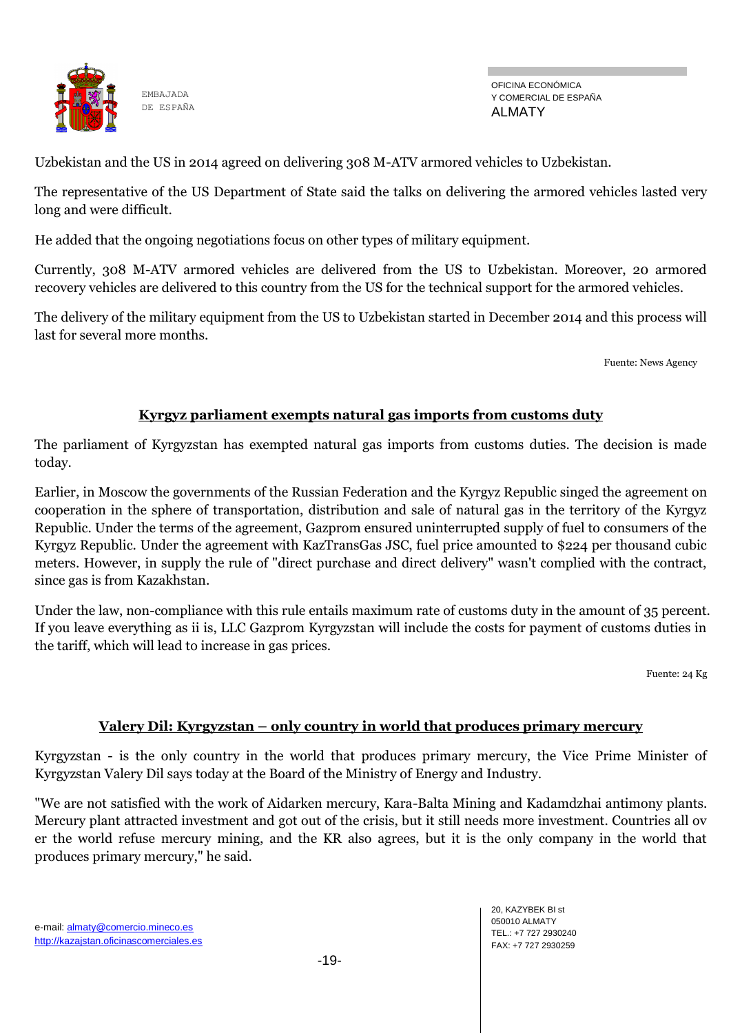Uzbekistan and the US in 2014 agreed on delivering 308 M-ATV armored vehicles to Uzbekistan.

The representative of the US Department of State said the talks on delivering the armored vehicles lasted very long and were difficult.

He added that the ongoing negotiations focus on other types of military equipment.

Currently, 308 M-ATV armored vehicles are delivered from the US to Uzbekistan. Moreover, 20 armored recovery vehicles are delivered to this country from the US for the technical support for the armored vehicles.

The delivery of the military equipment from the US to Uzbekistan started in December 2014 and this process will last for several more months.

Fuente: News Agency

## Kyrgyz parliament exempts natural gas imports from customs duty

The parliament of Kyrgyzstan has exempted natural gas imports from customs duties. The decision is made today.

Earlier, in Moscow the governments of the Russian Federation and the Kyrgyz Republic singed the agreement on cooperation in the sphere of transportation, distribution and sale of natural gas in the territory of the Kyrgyz Republic. Under the terms of the agreement, Gazprom ensured uninterrupted supply of fuel to consumers of the Kyrgyz Republic. Under the agreement with KazTransGas JSC, fuel price amounted to $224 per thousand cubic meters. However, in supply the rule of "direct purchase and direct delivery" wasn't complied with the contract, since gas is from Kazakhstan.

Under the law, non-compliance with this rule entails maximum rate of customs duty in the amount of 35 percent. If you leave everything as ii is, LLC Gazprom Kyrgyzstan will include the costs for payment of customs duties in the tariff, which will lead to increase in gas prices.

Fuente: 24 Kg

## Valery Dil: Kyrgyzstan – only country in world that produces primary mercury

Kyrgyzstan - is the only country in the world that produces primary mercury, the Vice Prime Minister of Kyrgyzstan Valery Dil says today at the Board of the Ministry of Energy and Industry.

"We are not satisfied with the work of Aidarken mercury, Kara-Balta Mining and Kadamdzhai antimony plants. Mercury plant attracted investment and got out of the crisis, but it still needs more investment. Countries all ov er the world refuse mercury mining, and the KR also agrees, but it is the only company in the world that produces primary mercury," he said.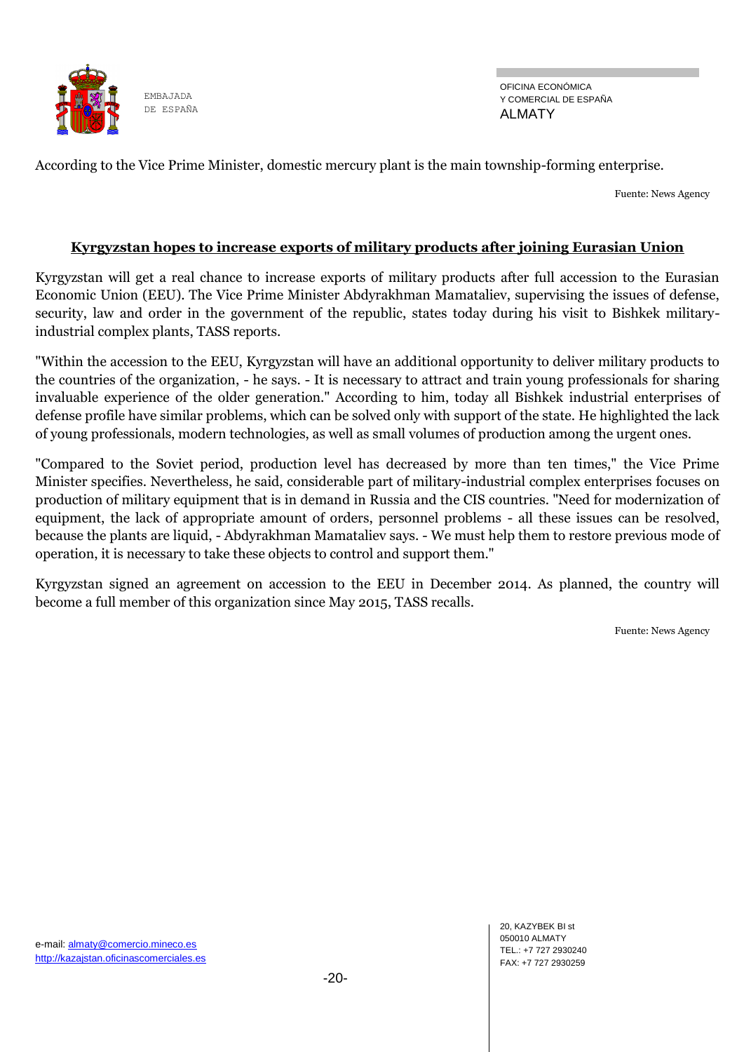According to the Vice Prime Minister, domestic mercury plant is the main township-forming enterprise.

Fuente: News Agency

## Kyrgyzstan hopes to increase exports of military products after joining Eurasian Union

Kyrgyzstan will get a real chance to increase exports of military products after full accession to the Eurasian Economic Union (EEU). The Vice Prime Minister Abdyrakhman Mamataliev, supervising the issues of defense, security, law and order in the government of the republic, states today during his visit to Bishkek military-industrial complex plants, TASS reports.

"Within the accession to the EEU, Kyrgyzstan will have an additional opportunity to deliver military products to the countries of the organization, - he says. - It is necessary to attract and train young professionals for sharing invaluable experience of the older generation." According to him, today all Bishkek industrial enterprises of defense profile have similar problems, which can be solved only with support of the state. He highlighted the lack of young professionals, modern technologies, as well as small volumes of production among the urgent ones.

"Compared to the Soviet period, production level has decreased by more than ten times," the Vice Prime Minister specifies. Nevertheless, he said, considerable part of military-industrial complex enterprises focuses on production of military equipment that is in demand in Russia and the CIS countries. "Need for modernization of equipment, the lack of appropriate amount of orders, personnel problems - all these issues can be resolved, because the plants are liquid, - Abdyrakhman Mamataliev says. - We must help them to restore previous mode of operation, it is necessary to take these objects to control and support them."

Kyrgyzstan signed an agreement on accession to the EEU in December 2014. As planned, the country will become a full member of this organization since May 2015, TASS recalls.

Fuente: News Agency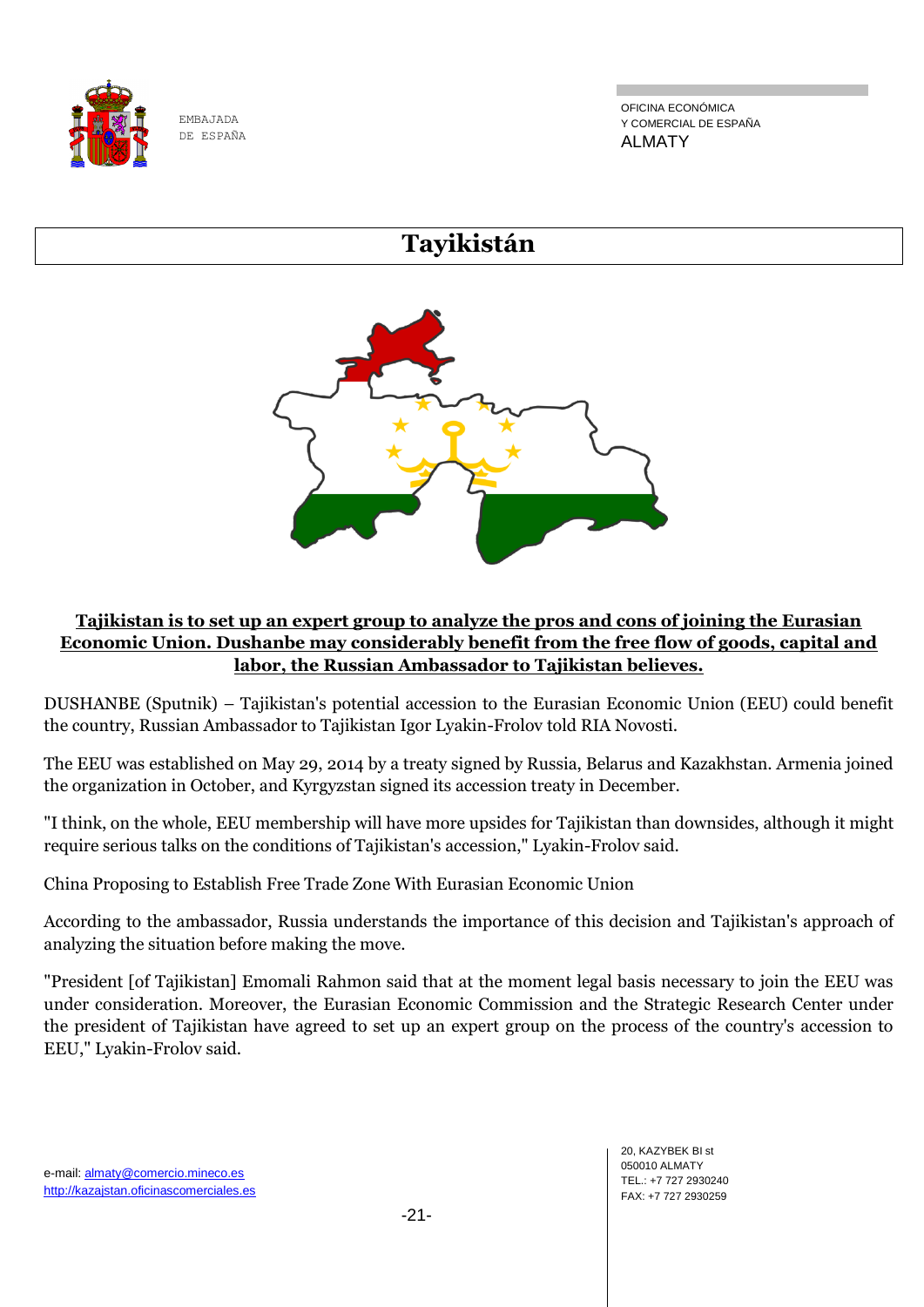# Tayikistán

**Tajikistan is to set up an expert group to analyze the pros and cons of joining the Eurasian Economic Union. Dushanbe may considerably benefit from the free flow of goods, capital and labor, the Russian Ambassador to Tajikistan believes.**

DUSHANBE (Sputnik) – Tajikistan's potential accession to the Eurasian Economic Union (EEU) could benefit the country, Russian Ambassador to Tajikistan Igor Lyakin-Frolov told RIA Novosti.

The EEU was established on May 29, 2014 by a treaty signed by Russia, Belarus and Kazakhstan. Armenia joined the organization in October, and Kyrgyzstan signed its accession treaty in December.

"I think, on the whole, EEU membership will have more upsides for Tajikistan than downsides, although it might require serious talks on the conditions of Tajikistan's accession," Lyakin-Frolov said.

China Proposing to Establish Free Trade Zone With Eurasian Economic Union

According to the ambassador, Russia understands the importance of this decision and Tajikistan's approach of analyzing the situation before making the move.

"President [of Tajikistan] Emomali Rahmon said that at the moment legal basis necessary to join the EEU was under consideration. Moreover, the Eurasian Economic Commission and the Strategic Research Center under the president of Tajikistan have agreed to set up an expert group on the process of the country's accession to EEU," Lyakin-Frolov said.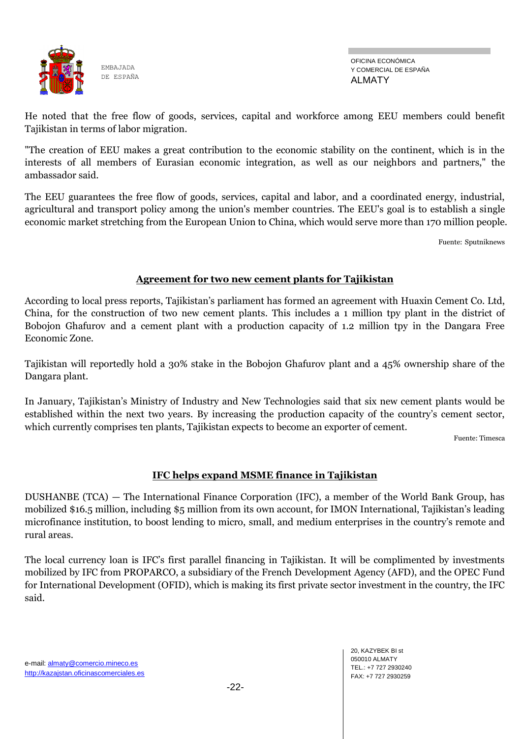He noted that the free flow of goods, services, capital and workforce among EEU members could benefit Tajikistan in terms of labor migration.

"The creation of EEU makes a great contribution to the economic stability on the continent, which is in the interests of all members of Eurasian economic integration, as well as our neighbors and partners," the ambassador said.

The EEU guarantees the free flow of goods, services, capital and labor, and a coordinated energy, industrial, agricultural and transport policy among the union's member countries. The EEU's goal is to establish a single economic market stretching from the European Union to China, which would serve more than 170 million people.

Fuente: Sputniknews

## Agreement for two new cement plants for Tajikistan

According to local press reports, Tajikistan's parliament has formed an agreement with Huaxin Cement Co. Ltd, China, for the construction of two new cement plants. This includes a 1 million tpy plant in the district of Bobojon Ghafurov and a cement plant with a production capacity of 1.2 million tpy in the Dangara Free Economic Zone.

Tajikistan will reportedly hold a 30% stake in the Bobojon Ghafurov plant and a 45% ownership share of the Dangara plant.

In January, Tajikistan's Ministry of Industry and New Technologies said that six new cement plants would be established within the next two years. By increasing the production capacity of the country's cement sector, which currently comprises ten plants, Tajikistan expects to become an exporter of cement.

Fuente: Timesca

## IFC helps expand MSME finance in Tajikistan

DUSHANBE (TCA) — The International Finance Corporation (IFC), a member of the World Bank Group, has mobilized $16.5 million, including $5 million from its own account, for IMON International, Tajikistan's leading microfinance institution, to boost lending to micro, small, and medium enterprises in the country's remote and rural areas.

The local currency loan is IFC's first parallel financing in Tajikistan. It will be complimented by investments mobilized by IFC from PROPARCO, a subsidiary of the French Development Agency (AFD), and the OPEC Fund for International Development (OFID), which is making its first private sector investment in the country, the IFC said.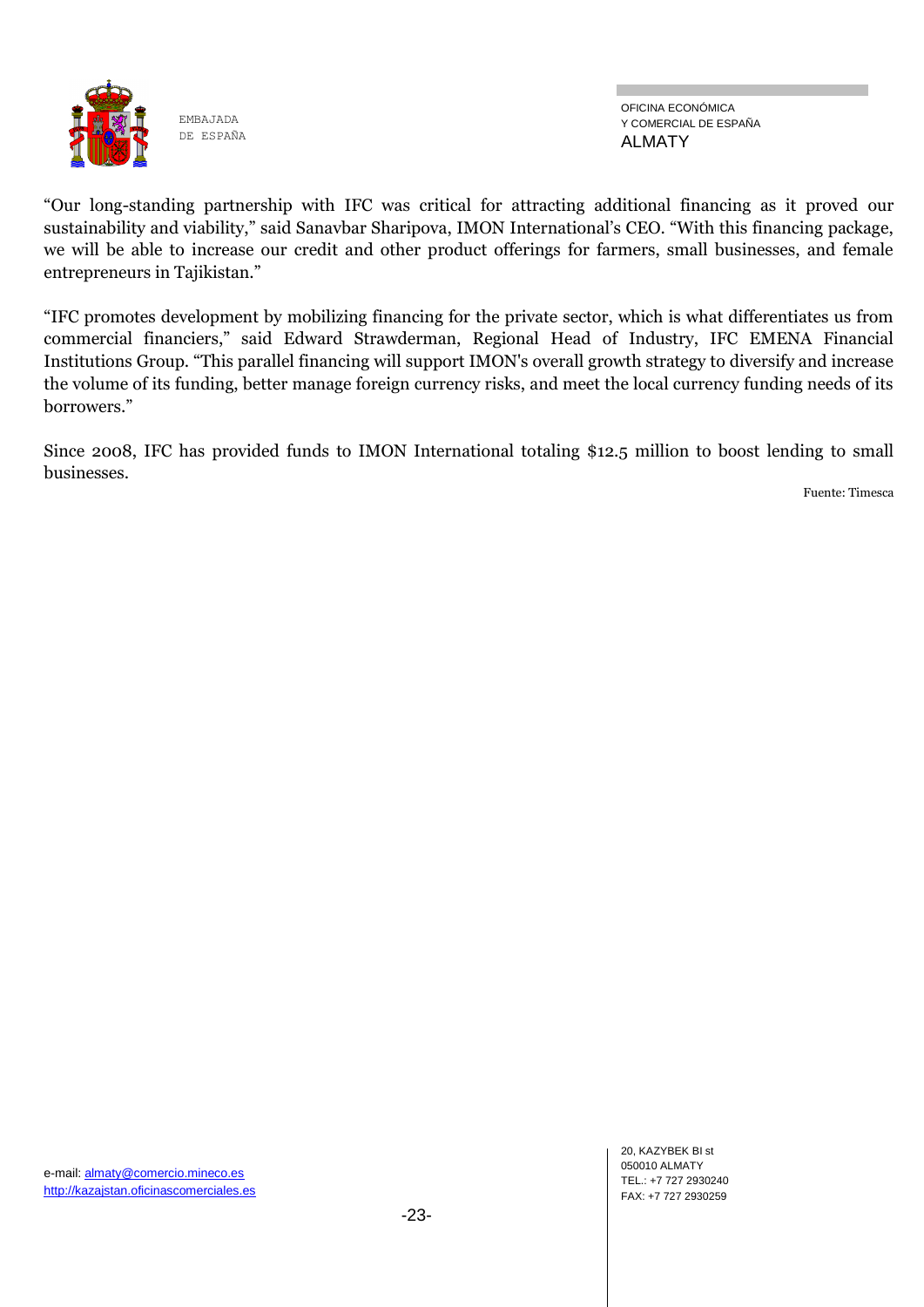"Our long-standing partnership with IFC was critical for attracting additional financing as it proved our sustainability and viability," said Sanavbar Sharipova, IMON International's CEO. "With this financing package, we will be able to increase our credit and other product offerings for farmers, small businesses, and female entrepreneurs in Tajikistan."

"IFC promotes development by mobilizing financing for the private sector, which is what differentiates us from commercial financiers," said Edward Strawderman, Regional Head of Industry, IFC EMENA Financial Institutions Group. "This parallel financing will support IMON's overall growth strategy to diversify and increase the volume of its funding, better manage foreign currency risks, and meet the local currency funding needs of its borrowers."

Since 2008, IFC has provided funds to IMON International totaling $12.5 million to boost lending to small businesses.

Fuente: Timesca